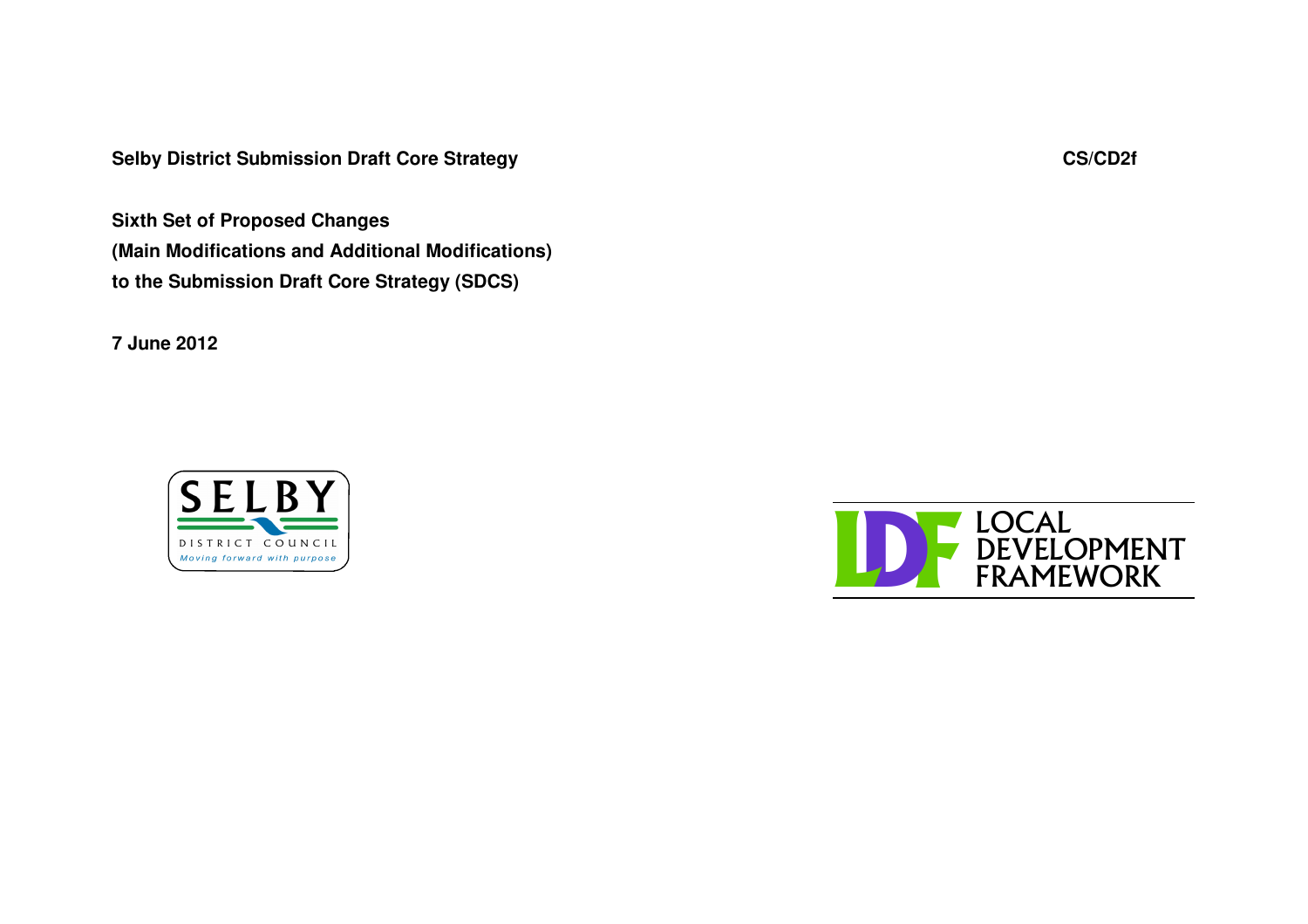**Selby District Submission Draft Core Strategy** **CS/CD2f**

# Sixth Set of Proposed Changes (Main Modifications and Additional Modifications) to the Submission Draft Core Strategy (SDCS)

**7 June 2012**

SELBY DISTRICT COUNCIL
*Moving forward with purpose*

LDF LOCAL DEVELOPMENT FRAMEWORK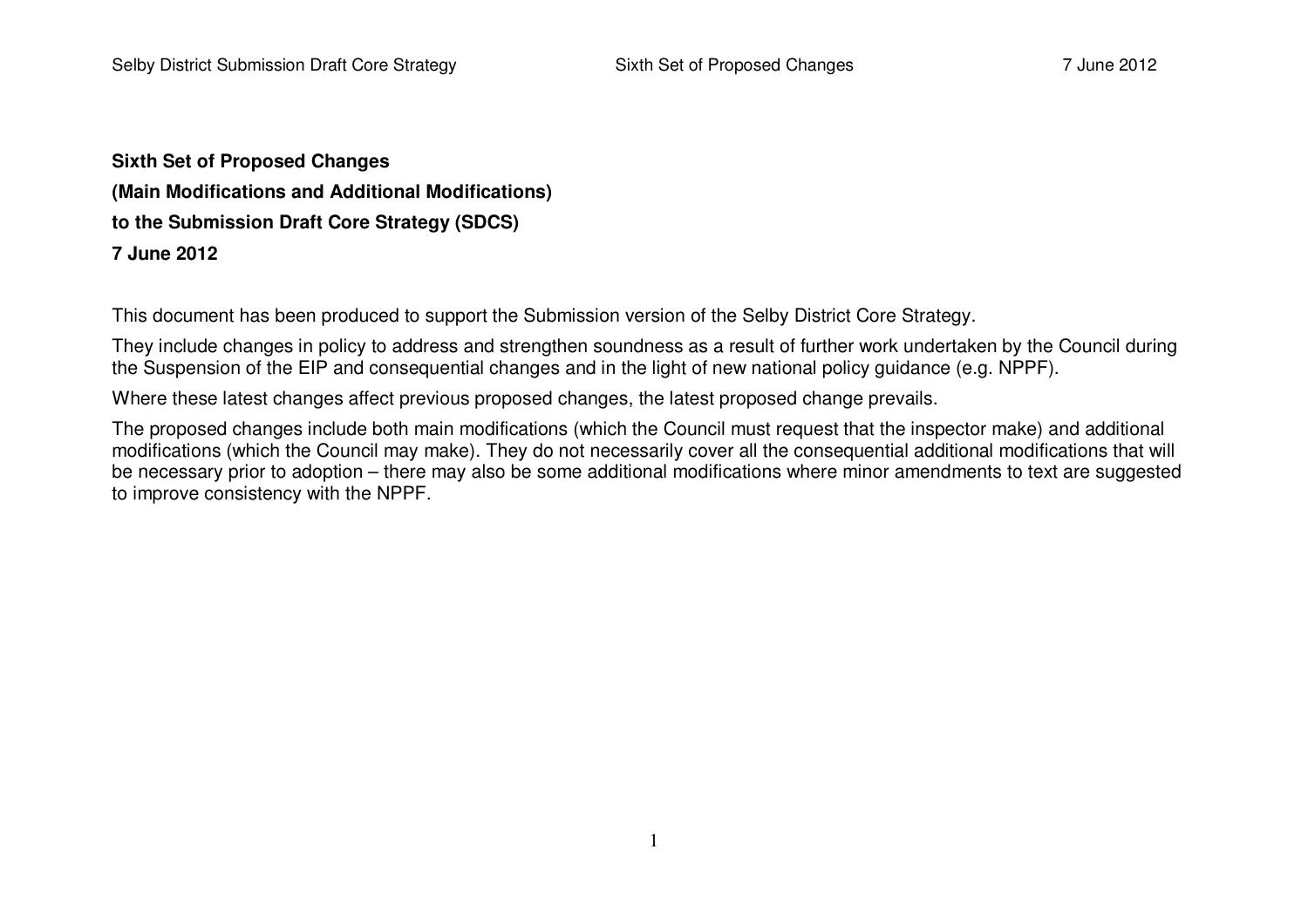**Sixth Set of Proposed Changes**

**(Main Modifications and Additional Modifications)**

**to the Submission Draft Core Strategy (SDCS)**

**7 June 2012**

This document has been produced to support the Submission version of the Selby District Core Strategy.

They include changes in policy to address and strengthen soundness as a result of further work undertaken by the Council during the Suspension of the EIP and consequential changes and in the light of new national policy guidance (e.g. NPPF).

Where these latest changes affect previous proposed changes, the latest proposed change prevails.

The proposed changes include both main modifications (which the Council must request that the inspector make) and additional modifications (which the Council may make). They do not necessarily cover all the consequential additional modifications that will be necessary prior to adoption – there may also be some additional modifications where minor amendments to text are suggested to improve consistency with the NPPF.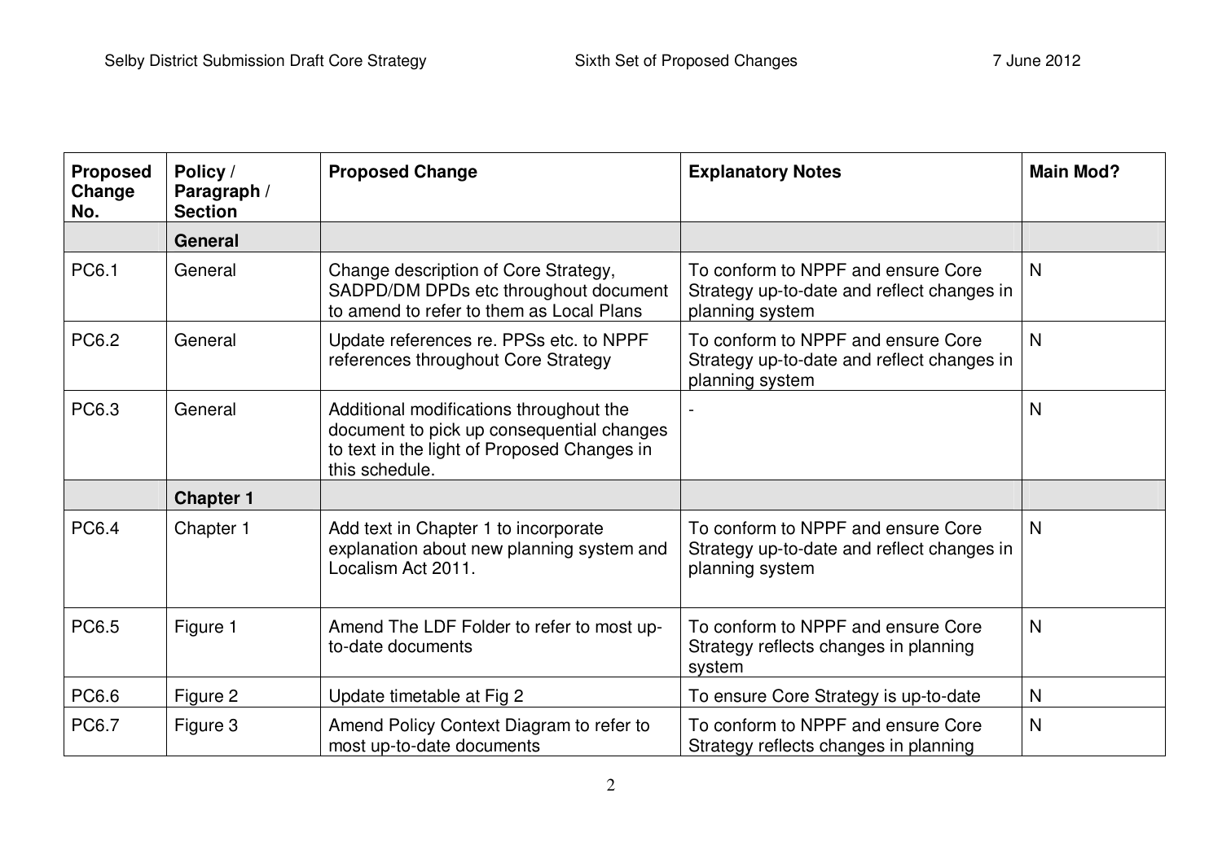| Proposed Change No. | Policy / Paragraph / Section | Proposed Change | Explanatory Notes | Main Mod? |
|---|---|---|---|---|
| | **General** | | | |
| PC6.1 | General | Change description of Core Strategy, SADPD/DM DPDs etc throughout document to amend to refer to them as Local Plans | To conform to NPPF and ensure Core Strategy up-to-date and reflect changes in planning system | N |
| PC6.2 | General | Update references re. PPSs etc. to NPPF references throughout Core Strategy | To conform to NPPF and ensure Core Strategy up-to-date and reflect changes in planning system | N |
| PC6.3 | General | Additional modifications throughout the document to pick up consequential changes to text in the light of Proposed Changes in this schedule. | - | N |
| | **Chapter 1** | | | |
| PC6.4 | Chapter 1 | Add text in Chapter 1 to incorporate explanation about new planning system and Localism Act 2011. | To conform to NPPF and ensure Core Strategy up-to-date and reflect changes in planning system | N |
| PC6.5 | Figure 1 | Amend The LDF Folder to refer to most up-to-date documents | To conform to NPPF and ensure Core Strategy reflects changes in planning system | N |
| PC6.6 | Figure 2 | Update timetable at Fig 2 | To ensure Core Strategy is up-to-date | N |
| PC6.7 | Figure 3 | Amend Policy Context Diagram to refer to most up-to-date documents | To conform to NPPF and ensure Core Strategy reflects changes in planning | N |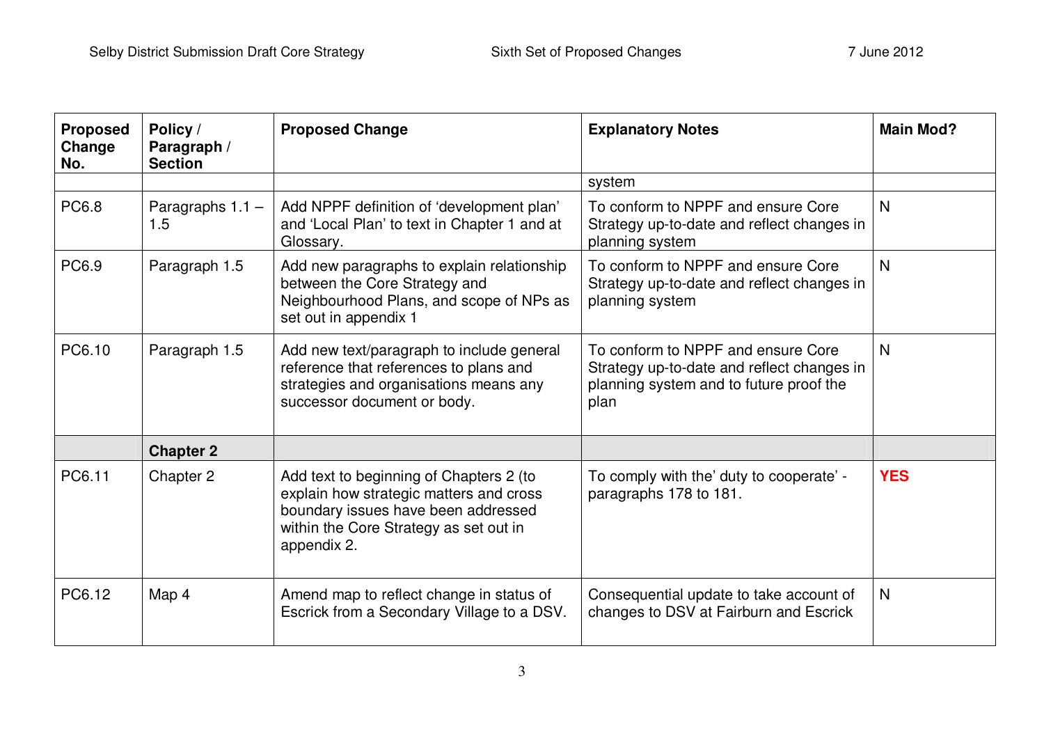| Proposed Change No. | Policy / Paragraph / Section | Proposed Change | Explanatory Notes | Main Mod? |
|---|---|---|---|---|
| | | | system | |
| PC6.8 | Paragraphs 1.1 – 1.5 | Add NPPF definition of 'development plan' and 'Local Plan' to text in Chapter 1 and at Glossary. | To conform to NPPF and ensure Core Strategy up-to-date and reflect changes in planning system | N |
| PC6.9 | Paragraph 1.5 | Add new paragraphs to explain relationship between the Core Strategy and Neighbourhood Plans, and scope of NPs as set out in appendix 1 | To conform to NPPF and ensure Core Strategy up-to-date and reflect changes in planning system | N |
| PC6.10 | Paragraph 1.5 | Add new text/paragraph to include general reference that references to plans and strategies and organisations means any successor document or body. | To conform to NPPF and ensure Core Strategy up-to-date and reflect changes in planning system and to future proof the plan | N |
| | **Chapter 2** | | | |
| PC6.11 | Chapter 2 | Add text to beginning of Chapters 2 (to explain how strategic matters and cross boundary issues have been addressed within the Core Strategy as set out in appendix 2. | To comply with the' duty to cooperate' - paragraphs 178 to 181. | **YES** |
| PC6.12 | Map 4 | Amend map to reflect change in status of Escrick from a Secondary Village to a DSV. | Consequential update to take account of changes to DSV at Fairburn and Escrick | N |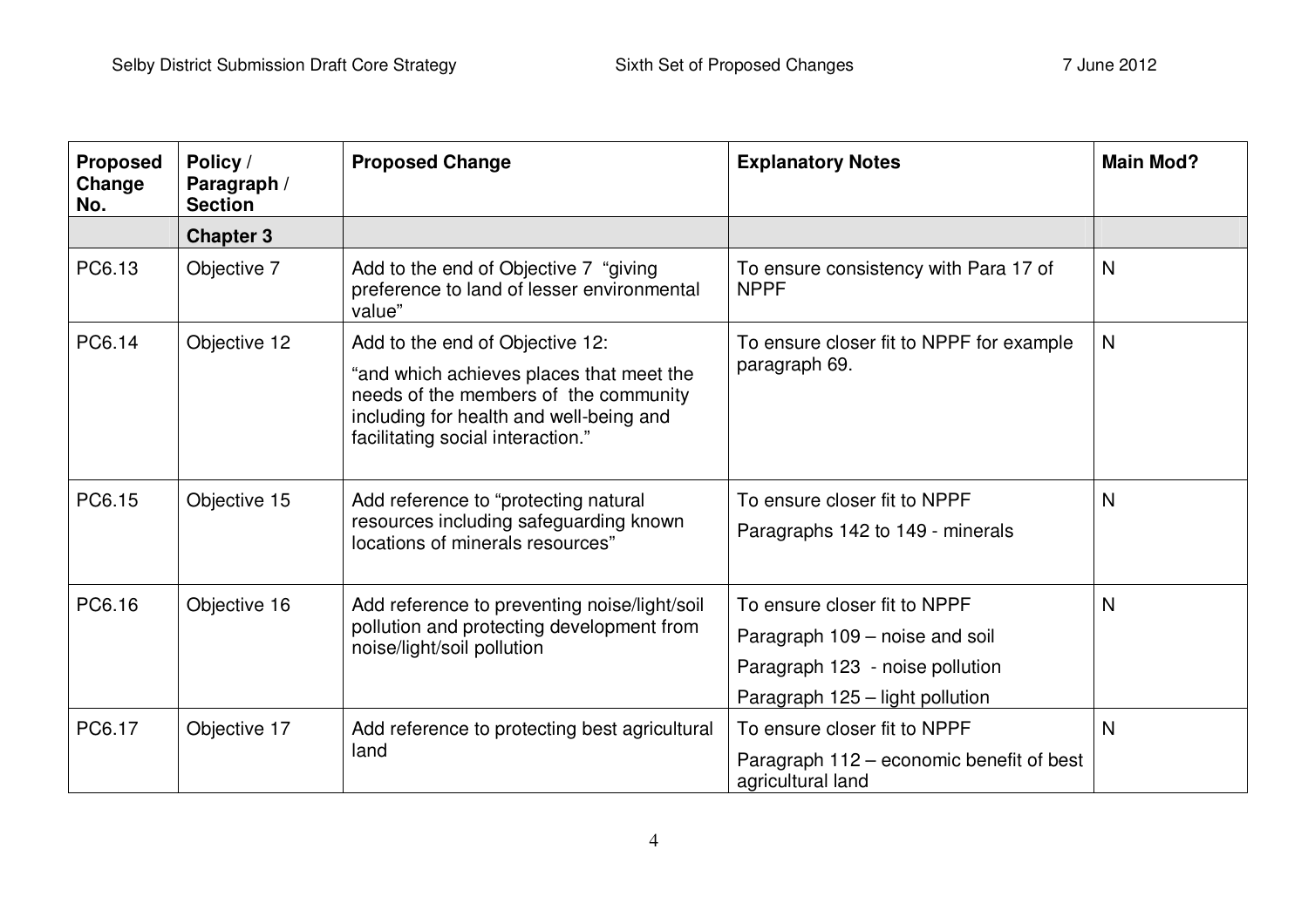| Proposed Change No. | Policy / Paragraph / Section | Proposed Change | Explanatory Notes | Main Mod? |
|---|---|---|---|---|
| | **Chapter 3** | | | |
| PC6.13 | Objective 7 | Add to the end of Objective 7 "giving preference to land of lesser environmental value" | To ensure consistency with Para 17 of NPPF | N |
| PC6.14 | Objective 12 | Add to the end of Objective 12: "and which achieves places that meet the needs of the members of the community including for health and well-being and facilitating social interaction." | To ensure closer fit to NPPF for example paragraph 69. | N |
| PC6.15 | Objective 15 | Add reference to "protecting natural resources including safeguarding known locations of minerals resources" | To ensure closer fit to NPPF<br>Paragraphs 142 to 149 - minerals | N |
| PC6.16 | Objective 16 | Add reference to preventing noise/light/soil pollution and protecting development from noise/light/soil pollution | To ensure closer fit to NPPF<br>Paragraph 109 – noise and soil<br>Paragraph 123 - noise pollution<br>Paragraph 125 – light pollution | N |
| PC6.17 | Objective 17 | Add reference to protecting best agricultural land | To ensure closer fit to NPPF<br>Paragraph 112 – economic benefit of best agricultural land | N |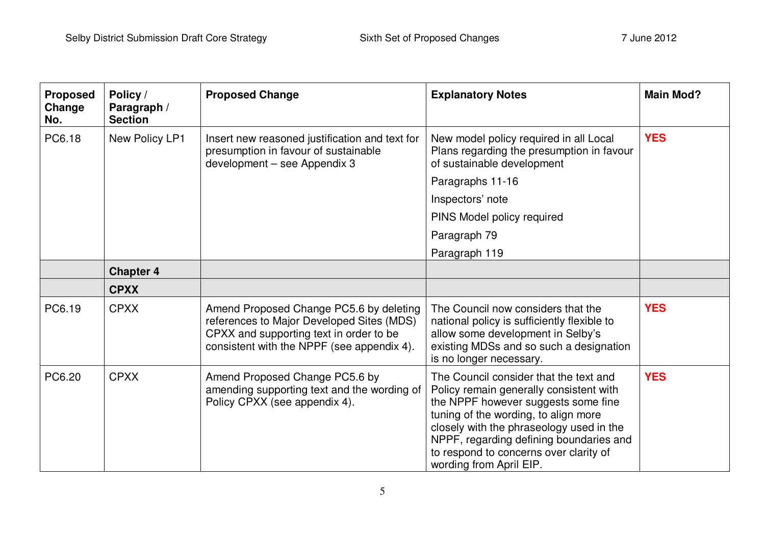| Proposed Change No. | Policy / Paragraph / Section | Proposed Change | Explanatory Notes | Main Mod? |
|---|---|---|---|---|
| PC6.18 | New Policy LP1 | Insert new reasoned justification and text for presumption in favour of sustainable development – see Appendix 3 | New model policy required in all Local Plans regarding the presumption in favour of sustainable development<br>Paragraphs 11-16<br>Inspectors' note<br>PINS Model policy required<br>Paragraph 79<br>Paragraph 119 | **YES** |
| | **Chapter 4** | | | |
| | **CPXX** | | | |
| PC6.19 | CPXX | Amend Proposed Change PC5.6 by deleting references to Major Developed Sites (MDS) CPXX and supporting text in order to be consistent with the NPPF (see appendix 4). | The Council now considers that the national policy is sufficiently flexible to allow some development in Selby's existing MDSs and so such a designation is no longer necessary. | **YES** |
| PC6.20 | CPXX | Amend Proposed Change PC5.6 by amending supporting text and the wording of Policy CPXX (see appendix 4). | The Council consider that the text and Policy remain generally consistent with the NPPF however suggests some fine tuning of the wording, to align more closely with the phraseology used in the NPPF, regarding defining boundaries and to respond to concerns over clarity of wording from April EIP. | **YES** |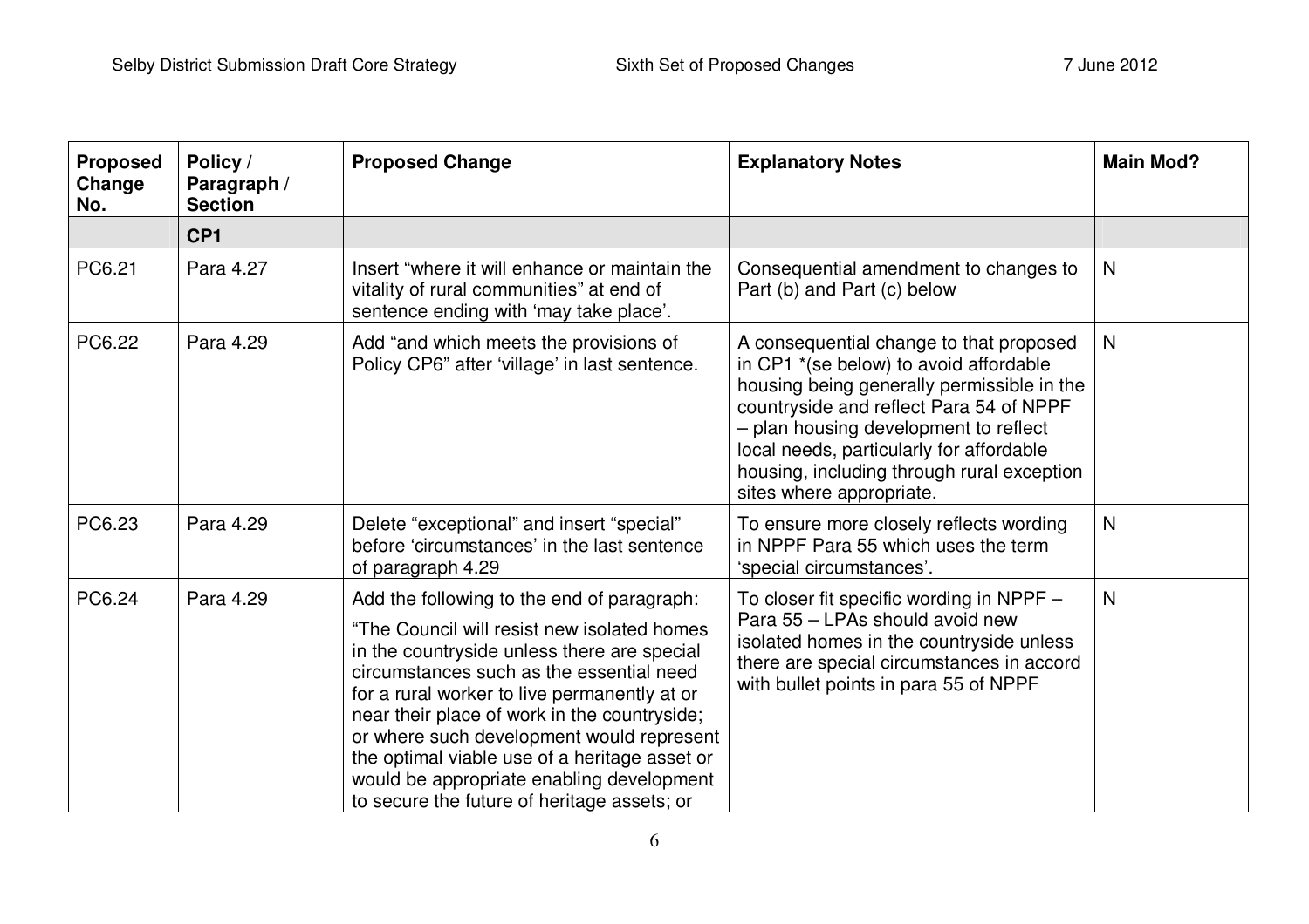| Proposed Change No. | Policy / Paragraph / Section | Proposed Change | Explanatory Notes | Main Mod? |
|---|---|---|---|---|
| | **CP1** | | | |
| PC6.21 | Para 4.27 | Insert "where it will enhance or maintain the vitality of rural communities" at end of sentence ending with 'may take place'. | Consequential amendment to changes to Part (b) and Part (c) below | N |
| PC6.22 | Para 4.29 | Add "and which meets the provisions of Policy CP6" after 'village' in last sentence. | A consequential change to that proposed in CP1 *(se below) to avoid affordable housing being generally permissible in the countryside and reflect Para 54 of NPPF – plan housing development to reflect local needs, particularly for affordable housing, including through rural exception sites where appropriate. | N |
| PC6.23 | Para 4.29 | Delete "exceptional" and insert "special" before 'circumstances' in the last sentence of paragraph 4.29 | To ensure more closely reflects wording in NPPF Para 55 which uses the term 'special circumstances'. | N |
| PC6.24 | Para 4.29 | Add the following to the end of paragraph: "The Council will resist new isolated homes in the countryside unless there are special circumstances such as the essential need for a rural worker to live permanently at or near their place of work in the countryside; or where such development would represent the optimal viable use of a heritage asset or would be appropriate enabling development to secure the future of heritage assets; or | To closer fit specific wording in NPPF – Para 55 – LPAs should avoid new isolated homes in the countryside unless there are special circumstances in accord with bullet points in para 55 of NPPF | N |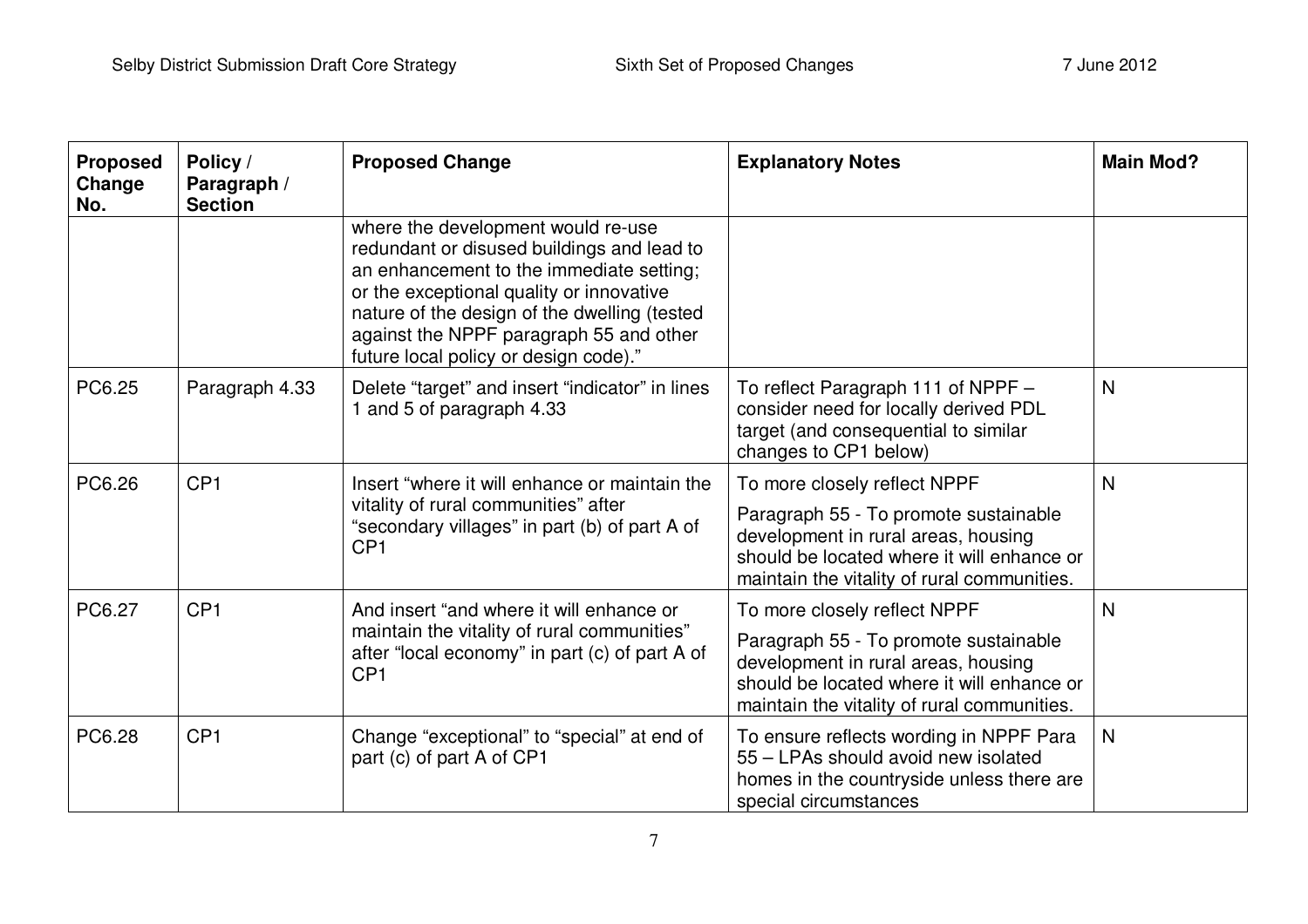| Proposed Change No. | Policy / Paragraph / Section | Proposed Change | Explanatory Notes | Main Mod? |
|---|---|---|---|---|
| | | where the development would re-use redundant or disused buildings and lead to an enhancement to the immediate setting; or the exceptional quality or innovative nature of the design of the dwelling (tested against the NPPF paragraph 55 and other future local policy or design code)." | | |
| PC6.25 | Paragraph 4.33 | Delete "target" and insert "indicator" in lines 1 and 5 of paragraph 4.33 | To reflect Paragraph 111 of NPPF – consider need for locally derived PDL target (and consequential to similar changes to CP1 below) | N |
| PC6.26 | CP1 | Insert "where it will enhance or maintain the vitality of rural communities" after "secondary villages" in part (b) of part A of CP1 | To more closely reflect NPPF<br><br>Paragraph 55 - To promote sustainable development in rural areas, housing should be located where it will enhance or maintain the vitality of rural communities. | N |
| PC6.27 | CP1 | And insert "and where it will enhance or maintain the vitality of rural communities" after "local economy" in part (c) of part A of CP1 | To more closely reflect NPPF<br><br>Paragraph 55 - To promote sustainable development in rural areas, housing should be located where it will enhance or maintain the vitality of rural communities. | N |
| PC6.28 | CP1 | Change "exceptional" to "special" at end of part (c) of part A of CP1 | To ensure reflects wording in NPPF Para 55 – LPAs should avoid new isolated homes in the countryside unless there are special circumstances | N |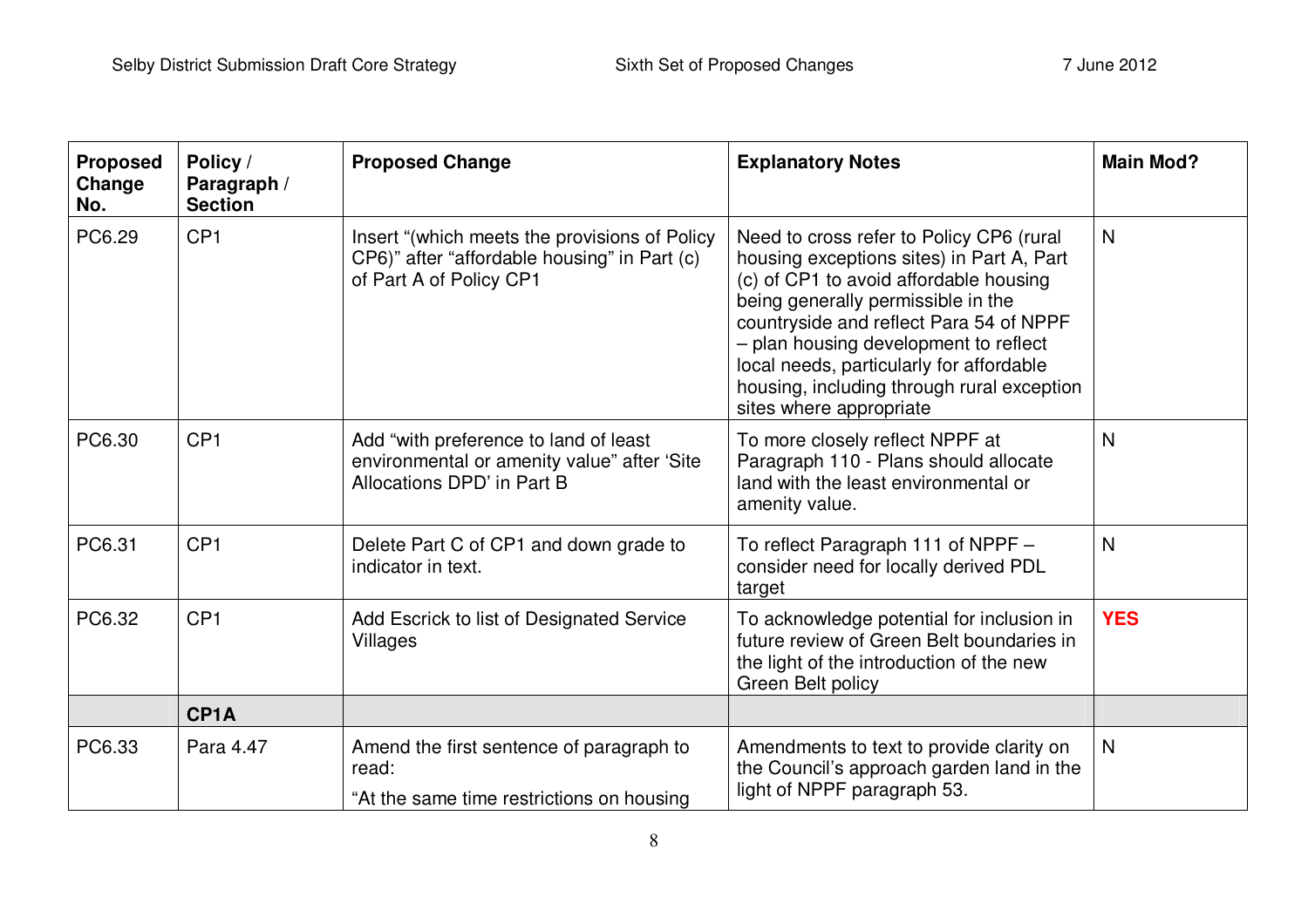| Proposed Change No. | Policy / Paragraph / Section | Proposed Change | Explanatory Notes | Main Mod? |
|---|---|---|---|---|
| PC6.29 | CP1 | Insert "(which meets the provisions of Policy CP6)" after "affordable housing" in Part (c) of Part A of Policy CP1 | Need to cross refer to Policy CP6 (rural housing exceptions sites) in Part A, Part (c) of CP1 to avoid affordable housing being generally permissible in the countryside and reflect Para 54 of NPPF – plan housing development to reflect local needs, particularly for affordable housing, including through rural exception sites where appropriate | N |
| PC6.30 | CP1 | Add "with preference to land of least environmental or amenity value" after 'Site Allocations DPD' in Part B | To more closely reflect NPPF at Paragraph 110 - Plans should allocate land with the least environmental or amenity value. | N |
| PC6.31 | CP1 | Delete Part C of CP1 and down grade to indicator in text. | To reflect Paragraph 111 of NPPF – consider need for locally derived PDL target | N |
| PC6.32 | CP1 | Add Escrick to list of Designated Service Villages | To acknowledge potential for inclusion in future review of Green Belt boundaries in the light of the introduction of the new Green Belt policy | **YES** |
| | **CP1A** | | | |
| PC6.33 | Para 4.47 | Amend the first sentence of paragraph to read:<br><br>"At the same time restrictions on housing | Amendments to text to provide clarity on the Council's approach garden land in the light of NPPF paragraph 53. | N |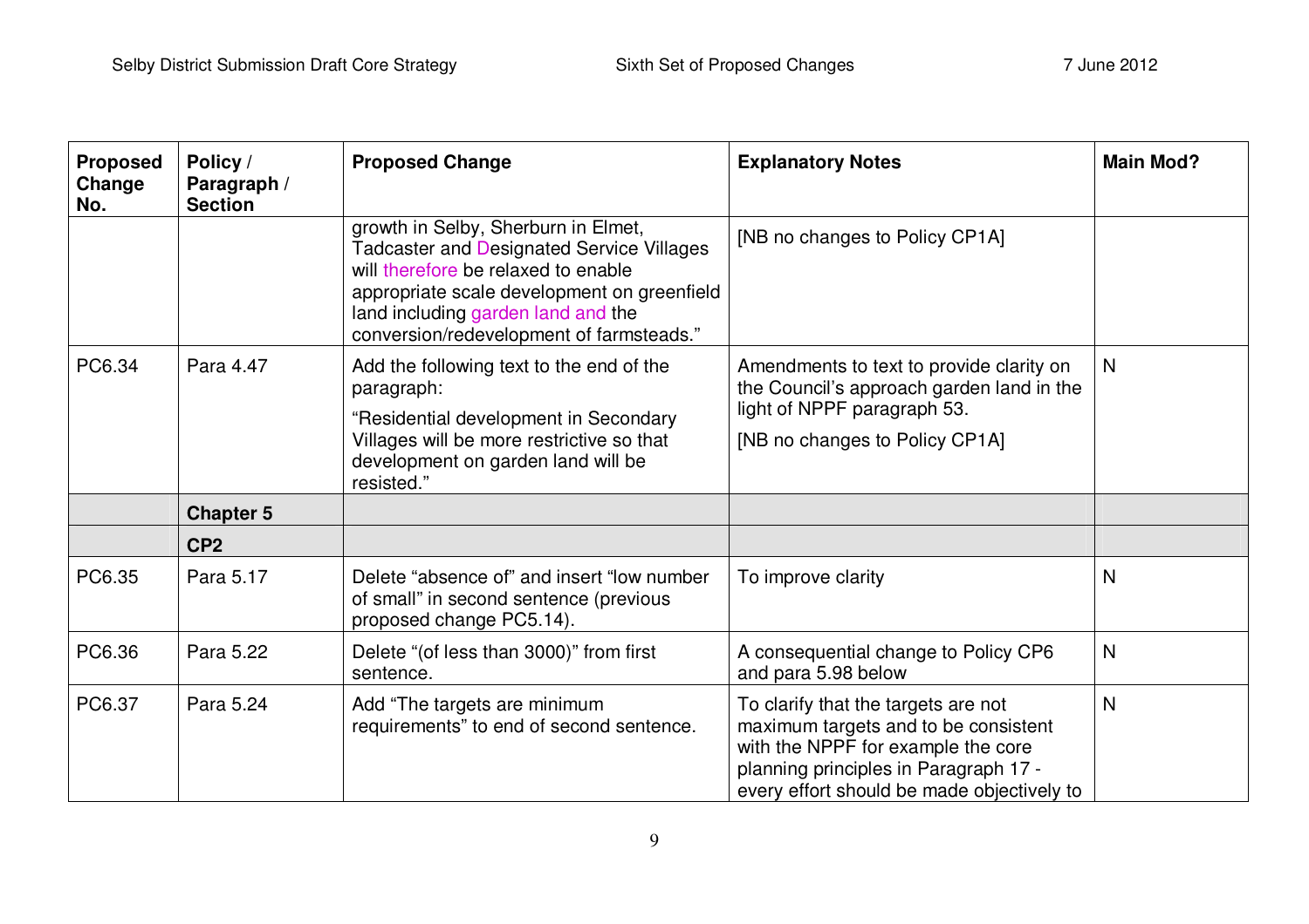| Proposed Change No. | Policy / Paragraph / Section | Proposed Change | Explanatory Notes | Main Mod? |
|---|---|---|---|---|
| | | growth in Selby, Sherburn in Elmet, Tadcaster and Designated Service Villages will therefore be relaxed to enable appropriate scale development on greenfield land including garden land and the conversion/redevelopment of farmsteads." | [NB no changes to Policy CP1A] | |
| PC6.34 | Para 4.47 | Add the following text to the end of the paragraph:<br>"Residential development in Secondary Villages will be more restrictive so that development on garden land will be resisted." | Amendments to text to provide clarity on the Council's approach garden land in the light of NPPF paragraph 53.<br>[NB no changes to Policy CP1A] | N |
| | **Chapter 5** | | | |
| | **CP2** | | | |
| PC6.35 | Para 5.17 | Delete "absence of" and insert "low number of small" in second sentence (previous proposed change PC5.14). | To improve clarity | N |
| PC6.36 | Para 5.22 | Delete "(of less than 3000)" from first sentence. | A consequential change to Policy CP6 and para 5.98 below | N |
| PC6.37 | Para 5.24 | Add "The targets are minimum requirements" to end of second sentence. | To clarify that the targets are not maximum targets and to be consistent with the NPPF for example the core planning principles in Paragraph 17 - every effort should be made objectively to | N |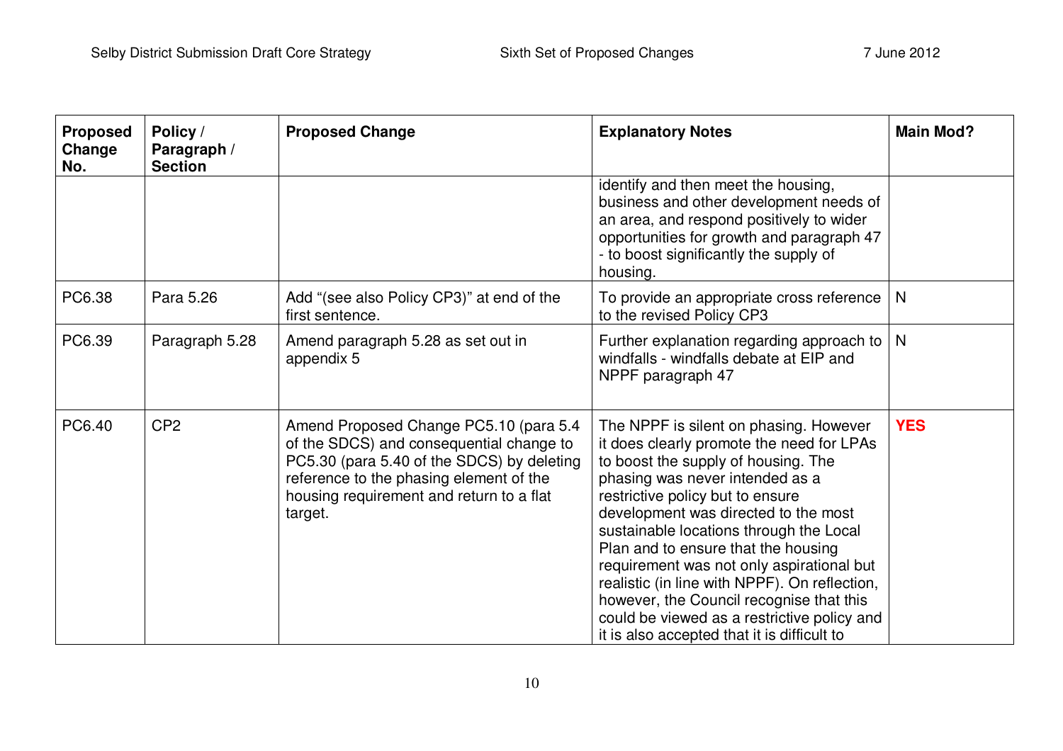| Proposed Change No. | Policy / Paragraph / Section | Proposed Change | Explanatory Notes | Main Mod? |
|---|---|---|---|---|
| | | | identify and then meet the housing, business and other development needs of an area, and respond positively to wider opportunities for growth and paragraph 47 - to boost significantly the supply of housing. | |
| PC6.38 | Para 5.26 | Add "(see also Policy CP3)" at end of the first sentence. | To provide an appropriate cross reference to the revised Policy CP3 | N |
| PC6.39 | Paragraph 5.28 | Amend paragraph 5.28 as set out in appendix 5 | Further explanation regarding approach to windfalls - windfalls debate at EIP and NPPF paragraph 47 | N |
| PC6.40 | CP2 | Amend Proposed Change PC5.10 (para 5.4 of the SDCS) and consequential change to PC5.30 (para 5.40 of the SDCS) by deleting reference to the phasing element of the housing requirement and return to a flat target. | The NPPF is silent on phasing. However it does clearly promote the need for LPAs to boost the supply of housing. The phasing was never intended as a restrictive policy but to ensure development was directed to the most sustainable locations through the Local Plan and to ensure that the housing requirement was not only aspirational but realistic (in line with NPPF). On reflection, however, the Council recognise that this could be viewed as a restrictive policy and it is also accepted that it is difficult to | **YES** |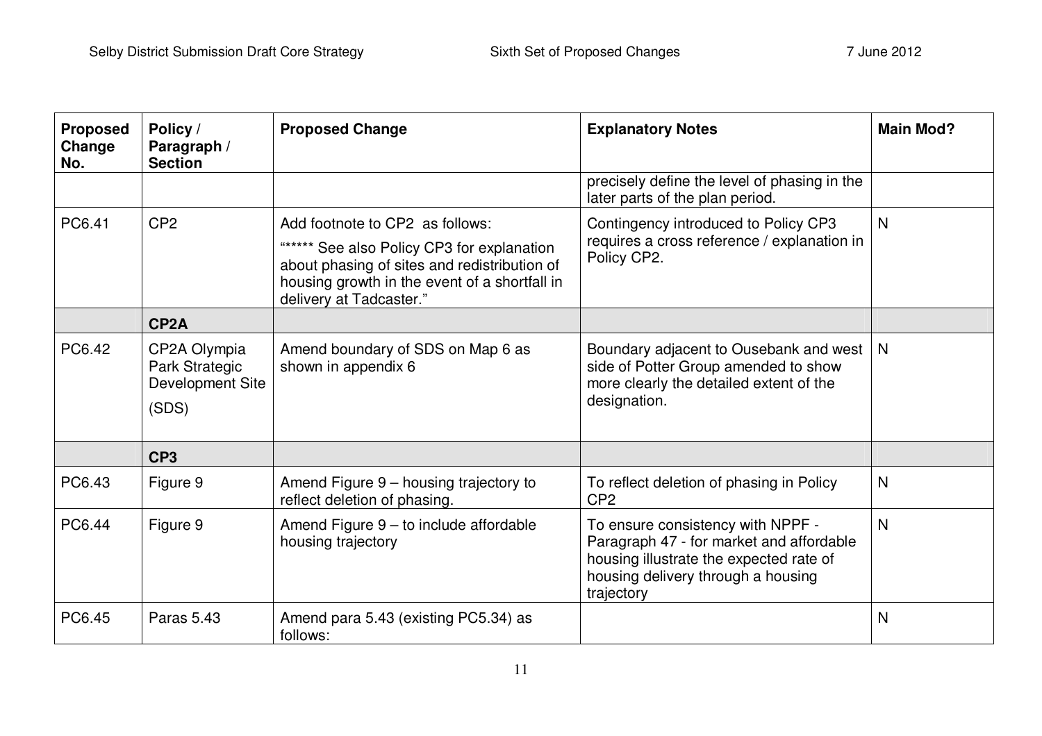| Proposed Change No. | Policy / Paragraph / Section | Proposed Change | Explanatory Notes | Main Mod? |
|---|---|---|---|---|
| | | | precisely define the level of phasing in the later parts of the plan period. | |
| PC6.41 | CP2 | Add footnote to CP2 as follows:<br>"***** See also Policy CP3 for explanation about phasing of sites and redistribution of housing growth in the event of a shortfall in delivery at Tadcaster." | Contingency introduced to Policy CP3 requires a cross reference / explanation in Policy CP2. | N |
| | **CP2A** | | | |
| PC6.42 | CP2A Olympia Park Strategic Development Site (SDS) | Amend boundary of SDS on Map 6 as shown in appendix 6 | Boundary adjacent to Ousebank and west side of Potter Group amended to show more clearly the detailed extent of the designation. | N |
| | **CP3** | | | |
| PC6.43 | Figure 9 | Amend Figure 9 – housing trajectory to reflect deletion of phasing. | To reflect deletion of phasing in Policy CP2 | N |
| PC6.44 | Figure 9 | Amend Figure 9 – to include affordable housing trajectory | To ensure consistency with NPPF - Paragraph 47 - for market and affordable housing illustrate the expected rate of housing delivery through a housing trajectory | N |
| PC6.45 | Paras 5.43 | Amend para 5.43 (existing PC5.34) as follows: | | N |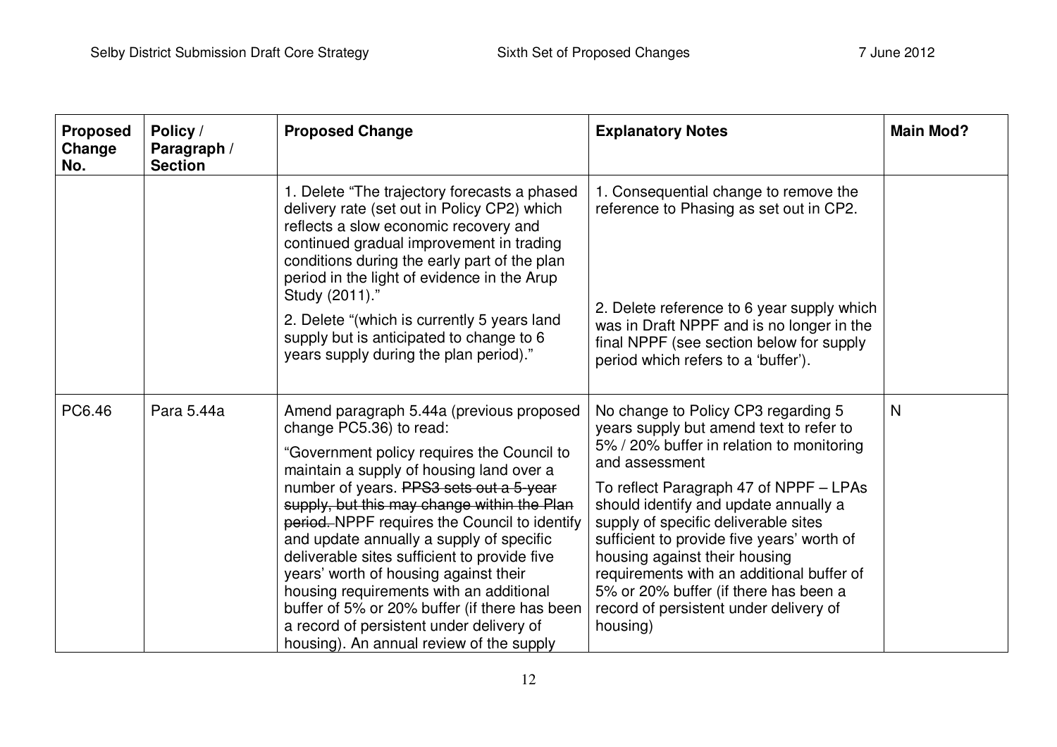| Proposed Change No. | Policy / Paragraph / Section | Proposed Change | Explanatory Notes | Main Mod? |
|---|---|---|---|---|
| | | 1. Delete "The trajectory forecasts a phased delivery rate (set out in Policy CP2) which reflects a slow economic recovery and continued gradual improvement in trading conditions during the early part of the plan period in the light of evidence in the Arup Study (2011)."<br><br>2. Delete "(which is currently 5 years land supply but is anticipated to change to 6 years supply during the plan period)." | 1. Consequential change to remove the reference to Phasing as set out in CP2.<br><br>2. Delete reference to 6 year supply which was in Draft NPPF and is no longer in the final NPPF (see section below for supply period which refers to a 'buffer'). | |
| PC6.46 | Para 5.44a | Amend paragraph 5.44a (previous proposed change PC5.36) to read:<br><br>"Government policy requires the Council to maintain a supply of housing land over a number of years. ~~PPS3 sets out a 5-year supply, but this may change within the Plan period.~~ NPPF requires the Council to identify and update annually a supply of specific deliverable sites sufficient to provide five years' worth of housing against their housing requirements with an additional buffer of 5% or 20% buffer (if there has been a record of persistent under delivery of housing). An annual review of the supply | No change to Policy CP3 regarding 5 years supply but amend text to refer to 5% / 20% buffer in relation to monitoring and assessment<br><br>To reflect Paragraph 47 of NPPF – LPAs should identify and update annually a supply of specific deliverable sites sufficient to provide five years' worth of housing against their housing requirements with an additional buffer of 5% or 20% buffer (if there has been a record of persistent under delivery of housing) | N |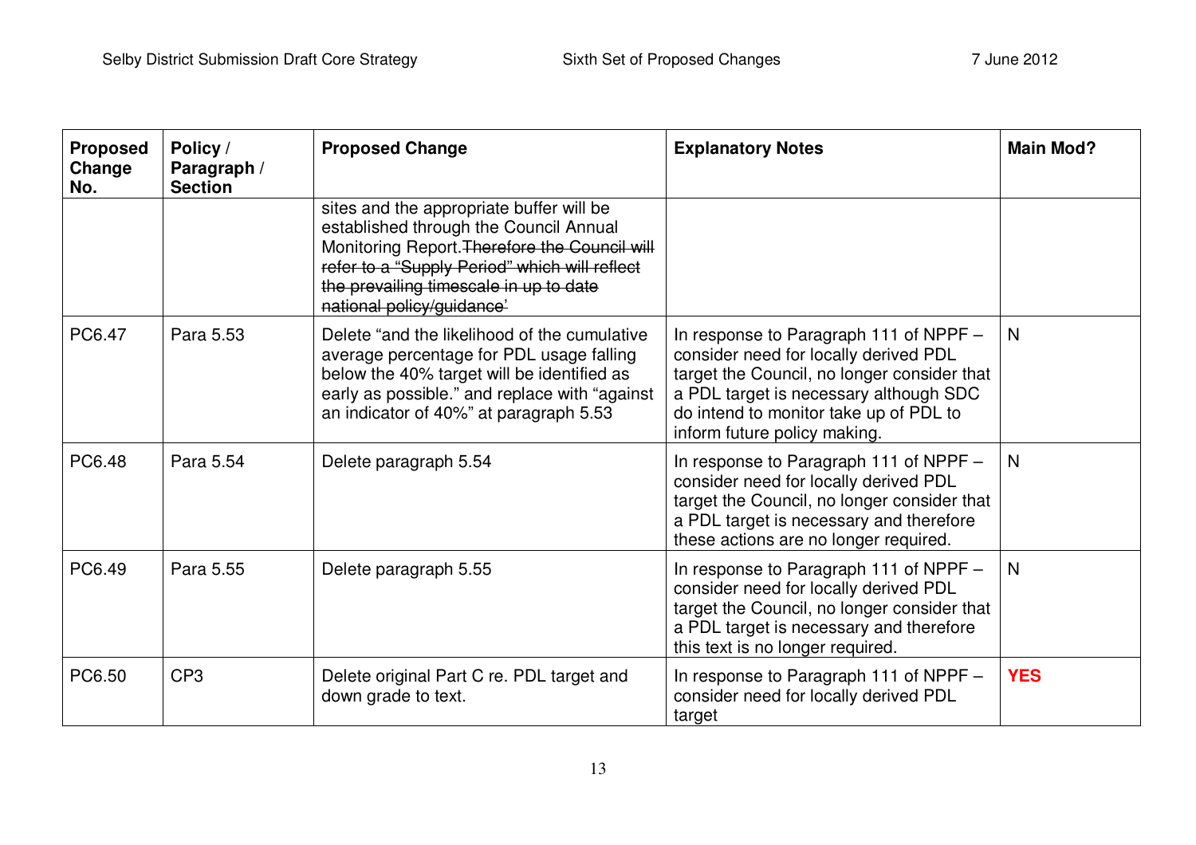| Proposed Change No. | Policy / Paragraph / Section | Proposed Change | Explanatory Notes | Main Mod? |
|---|---|---|---|---|
| | | sites and the appropriate buffer will be established through the Council Annual Monitoring Report. ~~Therefore the Council will refer to a "Supply Period" which will reflect the prevailing timescale in up to date national policy/guidance'~~ | | |
| PC6.47 | Para 5.53 | Delete "and the likelihood of the cumulative average percentage for PDL usage falling below the 40% target will be identified as early as possible." and replace with "against an indicator of 40%" at paragraph 5.53 | In response to Paragraph 111 of NPPF – consider need for locally derived PDL target the Council, no longer consider that a PDL target is necessary although SDC do intend to monitor take up of PDL to inform future policy making. | N |
| PC6.48 | Para 5.54 | Delete paragraph 5.54 | In response to Paragraph 111 of NPPF – consider need for locally derived PDL target the Council, no longer consider that a PDL target is necessary and therefore these actions are no longer required. | N |
| PC6.49 | Para 5.55 | Delete paragraph 5.55 | In response to Paragraph 111 of NPPF – consider need for locally derived PDL target the Council, no longer consider that a PDL target is necessary and therefore this text is no longer required. | N |
| PC6.50 | CP3 | Delete original Part C re. PDL target and down grade to text. | In response to Paragraph 111 of NPPF – consider need for locally derived PDL target | **YES** |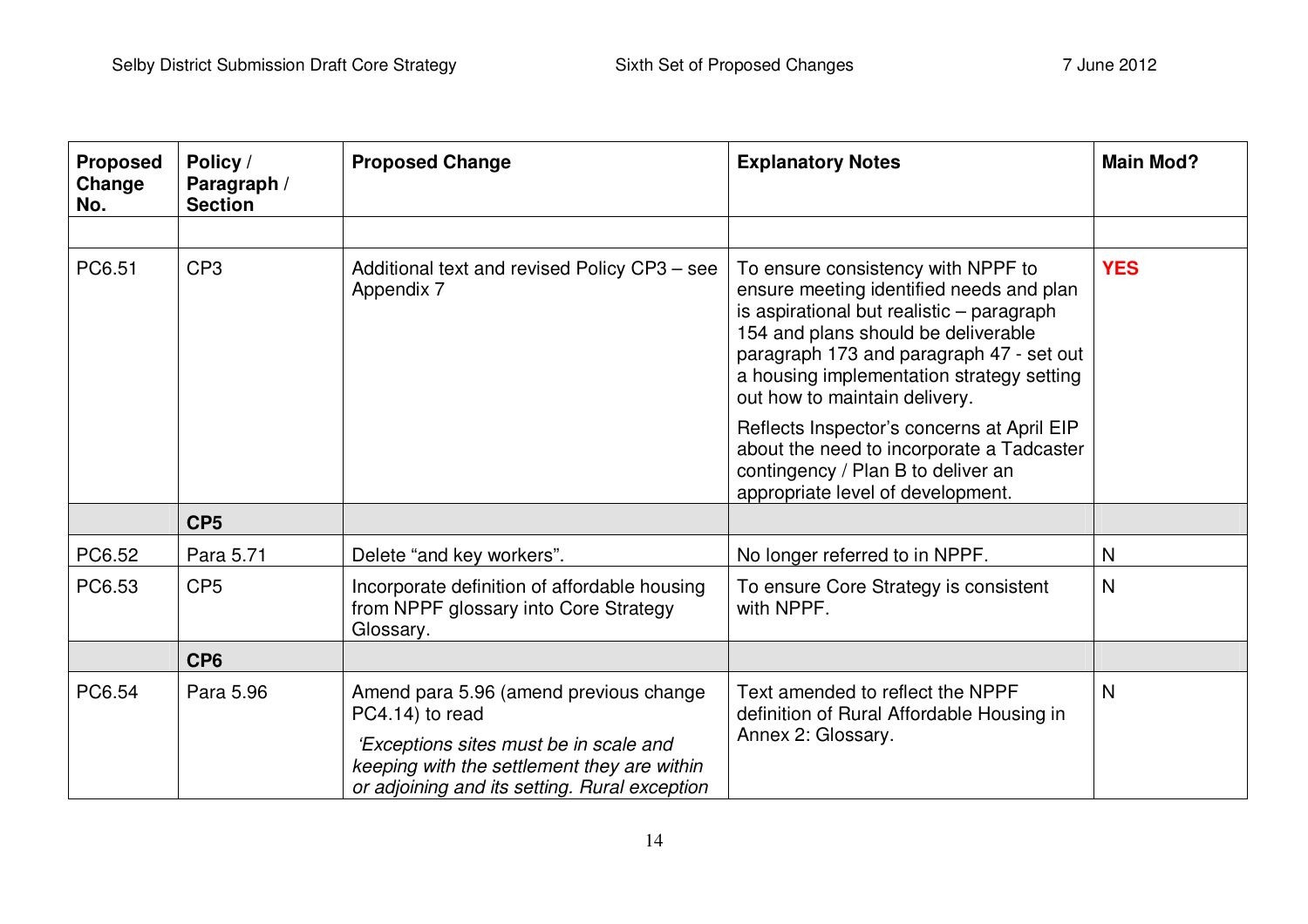| Proposed Change No. | Policy / Paragraph / Section | Proposed Change | Explanatory Notes | Main Mod? |
|---|---|---|---|---|
| | | | | |
| PC6.51 | CP3 | Additional text and revised Policy CP3 – see Appendix 7 | To ensure consistency with NPPF to ensure meeting identified needs and plan is aspirational but realistic – paragraph 154 and plans should be deliverable paragraph 173 and paragraph 47 - set out a housing implementation strategy setting out how to maintain delivery.<br><br>Reflects Inspector's concerns at April EIP about the need to incorporate a Tadcaster contingency / Plan B to deliver an appropriate level of development. | **YES** |
| | **CP5** | | | |
| PC6.52 | Para 5.71 | Delete "and key workers". | No longer referred to in NPPF. | N |
| PC6.53 | CP5 | Incorporate definition of affordable housing from NPPF glossary into Core Strategy Glossary. | To ensure Core Strategy is consistent with NPPF. | N |
| | **CP6** | | | |
| PC6.54 | Para 5.96 | Amend para 5.96 (amend previous change PC4.14) to read<br><br>*'Exceptions sites must be in scale and keeping with the settlement they are within or adjoining and its setting. Rural exception* | Text amended to reflect the NPPF definition of Rural Affordable Housing in Annex 2: Glossary. | N |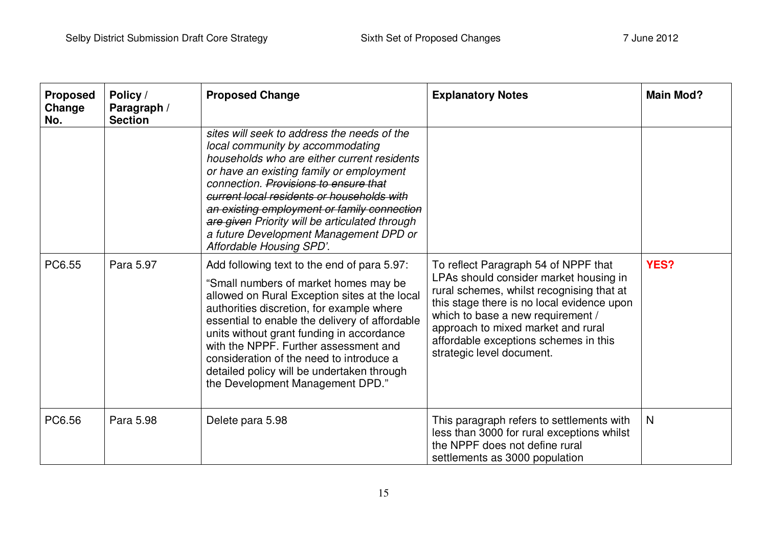| Proposed Change No. | Policy / Paragraph / Section | Proposed Change | Explanatory Notes | Main Mod? |
|---|---|---|---|---|
| | | *sites will seek to address the needs of the local community by accommodating households who are either current residents or have an existing family or employment connection. ~~Provisions to ensure that current local residents or households with an existing employment or family connection are given~~ Priority will be articulated through a future Development Management DPD or Affordable Housing SPD'.* | | |
| PC6.55 | Para 5.97 | Add following text to the end of para 5.97: "Small numbers of market homes may be allowed on Rural Exception sites at the local authorities discretion, for example where essential to enable the delivery of affordable units without grant funding in accordance with the NPPF. Further assessment and consideration of the need to introduce a detailed policy will be undertaken through the Development Management DPD." | To reflect Paragraph 54 of NPPF that LPAs should consider market housing in rural schemes, whilst recognising that at this stage there is no local evidence upon which to base a new requirement / approach to mixed market and rural affordable exceptions schemes in this strategic level document. | **YES?** |
| PC6.56 | Para 5.98 | Delete para 5.98 | This paragraph refers to settlements with less than 3000 for rural exceptions whilst the NPPF does not define rural settlements as 3000 population | N |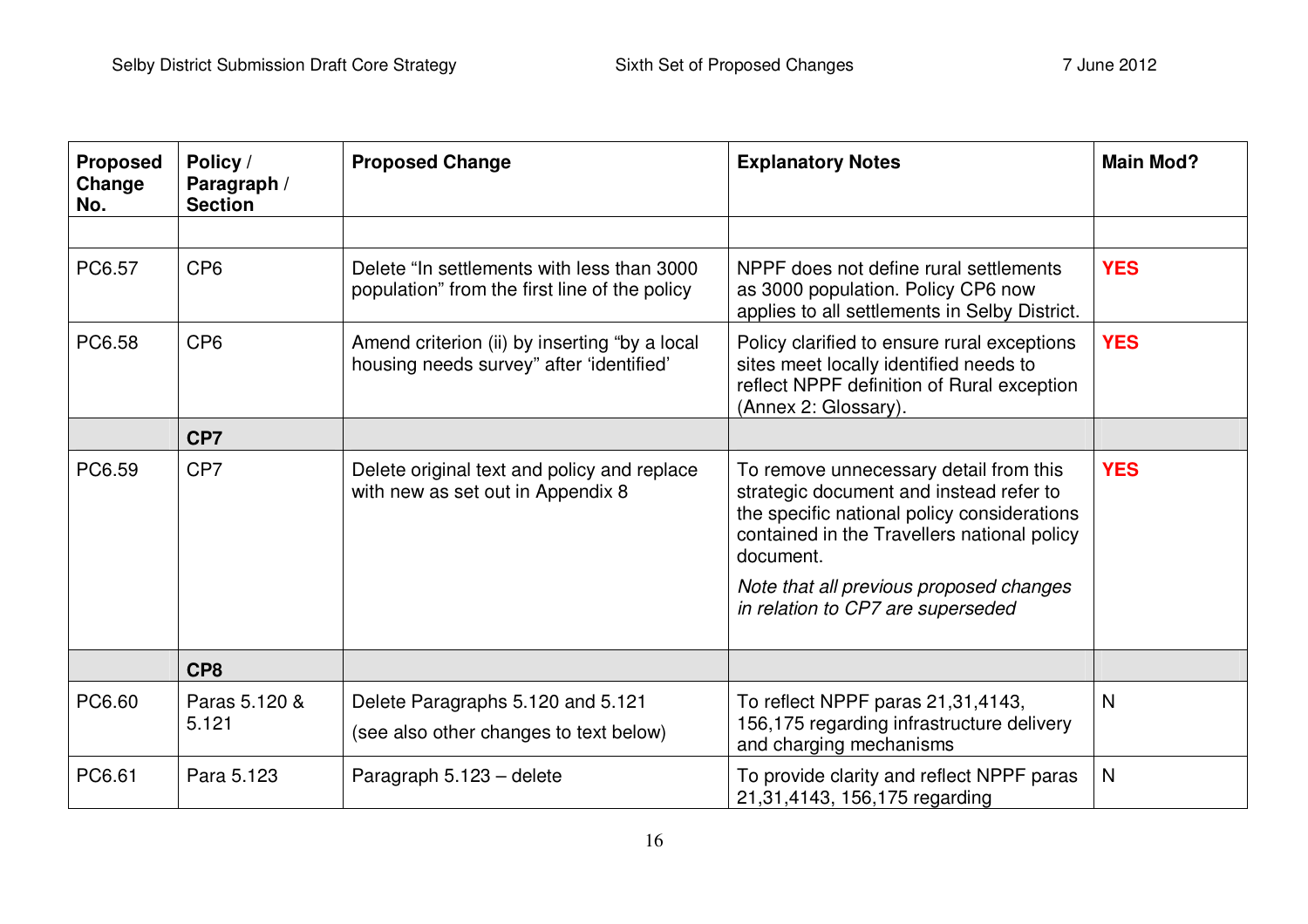| Proposed Change No. | Policy / Paragraph / Section | Proposed Change | Explanatory Notes | Main Mod? |
|---|---|---|---|---|
| | | | | |
| PC6.57 | CP6 | Delete "In settlements with less than 3000 population" from the first line of the policy | NPPF does not define rural settlements as 3000 population. Policy CP6 now applies to all settlements in Selby District. | **YES** |
| PC6.58 | CP6 | Amend criterion (ii) by inserting "by a local housing needs survey" after 'identified' | Policy clarified to ensure rural exceptions sites meet locally identified needs to reflect NPPF definition of Rural exception (Annex 2: Glossary). | **YES** |
| | **CP7** | | | |
| PC6.59 | CP7 | Delete original text and policy and replace with new as set out in Appendix 8 | To remove unnecessary detail from this strategic document and instead refer to the specific national policy considerations contained in the Travellers national policy document. *Note that all previous proposed changes in relation to CP7 are superseded* | **YES** |
| | **CP8** | | | |
| PC6.60 | Paras 5.120 & 5.121 | Delete Paragraphs 5.120 and 5.121 (see also other changes to text below) | To reflect NPPF paras 21,31,4143, 156,175 regarding infrastructure delivery and charging mechanisms | N |
| PC6.61 | Para 5.123 | Paragraph 5.123 – delete | To provide clarity and reflect NPPF paras 21,31,4143, 156,175 regarding | N |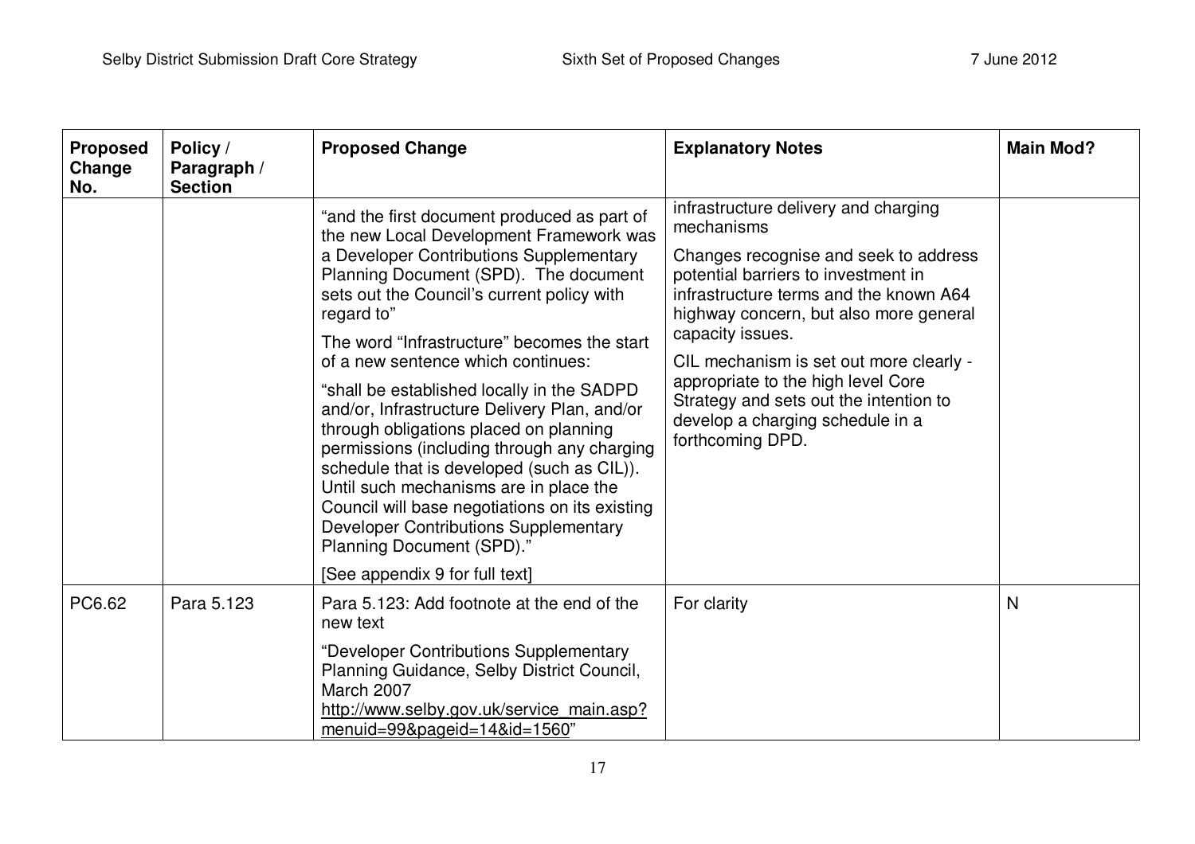| Proposed Change No. | Policy / Paragraph / Section | Proposed Change | Explanatory Notes | Main Mod? |
|---|---|---|---|---|
| | | "and the first document produced as part of the new Local Development Framework was a Developer Contributions Supplementary Planning Document (SPD). The document sets out the Council's current policy with regard to"<br><br>The word "Infrastructure" becomes the start of a new sentence which continues:<br><br>"shall be established locally in the SADPD and/or, Infrastructure Delivery Plan, and/or through obligations placed on planning permissions (including through any charging schedule that is developed (such as CIL)). Until such mechanisms are in place the Council will base negotiations on its existing Developer Contributions Supplementary Planning Document (SPD)."<br><br>[See appendix 9 for full text] | infrastructure delivery and charging mechanisms<br><br>Changes recognise and seek to address potential barriers to investment in infrastructure terms and the known A64 highway concern, but also more general capacity issues.<br><br>CIL mechanism is set out more clearly - appropriate to the high level Core Strategy and sets out the intention to develop a charging schedule in a forthcoming DPD. | |
| PC6.62 | Para 5.123 | Para 5.123: Add footnote at the end of the new text<br><br>"Developer Contributions Supplementary Planning Guidance, Selby District Council, March 2007 http://www.selby.gov.uk/service_main.asp?menuid=99&pageid=14&id=1560" | For clarity | N |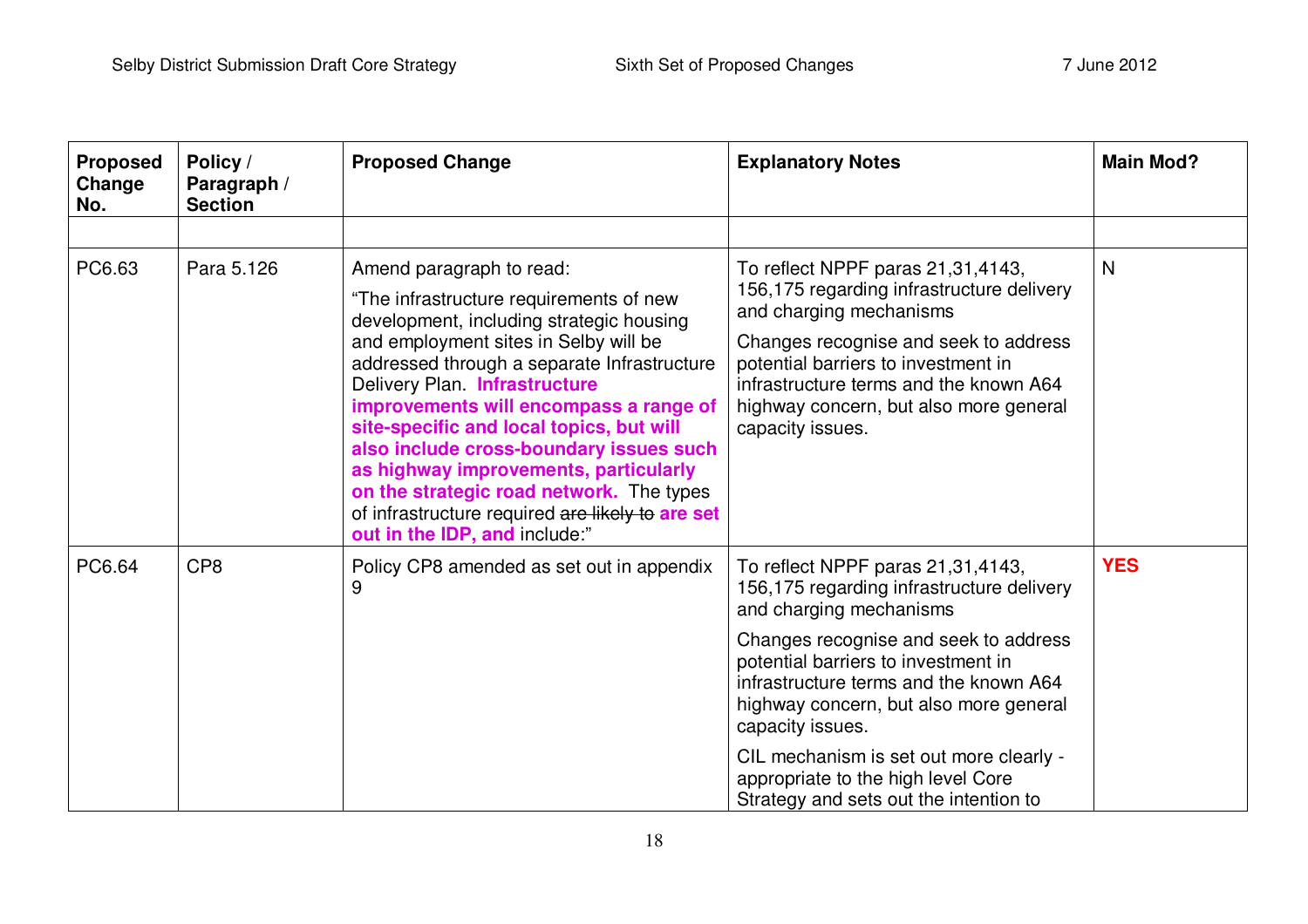| Proposed Change No. | Policy / Paragraph / Section | Proposed Change | Explanatory Notes | Main Mod? |
|---|---|---|---|---|
| | | | | |
| PC6.63 | Para 5.126 | Amend paragraph to read:<br>"The infrastructure requirements of new development, including strategic housing and employment sites in Selby will be addressed through a separate Infrastructure Delivery Plan. **Infrastructure improvements will encompass a range of site-specific and local topics, but will also include cross-boundary issues such as highway improvements, particularly on the strategic road network.** The types of infrastructure required ~~are likely to~~ **are set out in the IDP, and** include:" | To reflect NPPF paras 21,31,4143, 156,175 regarding infrastructure delivery and charging mechanisms<br>Changes recognise and seek to address potential barriers to investment in infrastructure terms and the known A64 highway concern, but also more general capacity issues. | N |
| PC6.64 | CP8 | Policy CP8 amended as set out in appendix 9 | To reflect NPPF paras 21,31,4143, 156,175 regarding infrastructure delivery and charging mechanisms<br>Changes recognise and seek to address potential barriers to investment in infrastructure terms and the known A64 highway concern, but also more general capacity issues.<br>CIL mechanism is set out more clearly - appropriate to the high level Core Strategy and sets out the intention to | **YES** |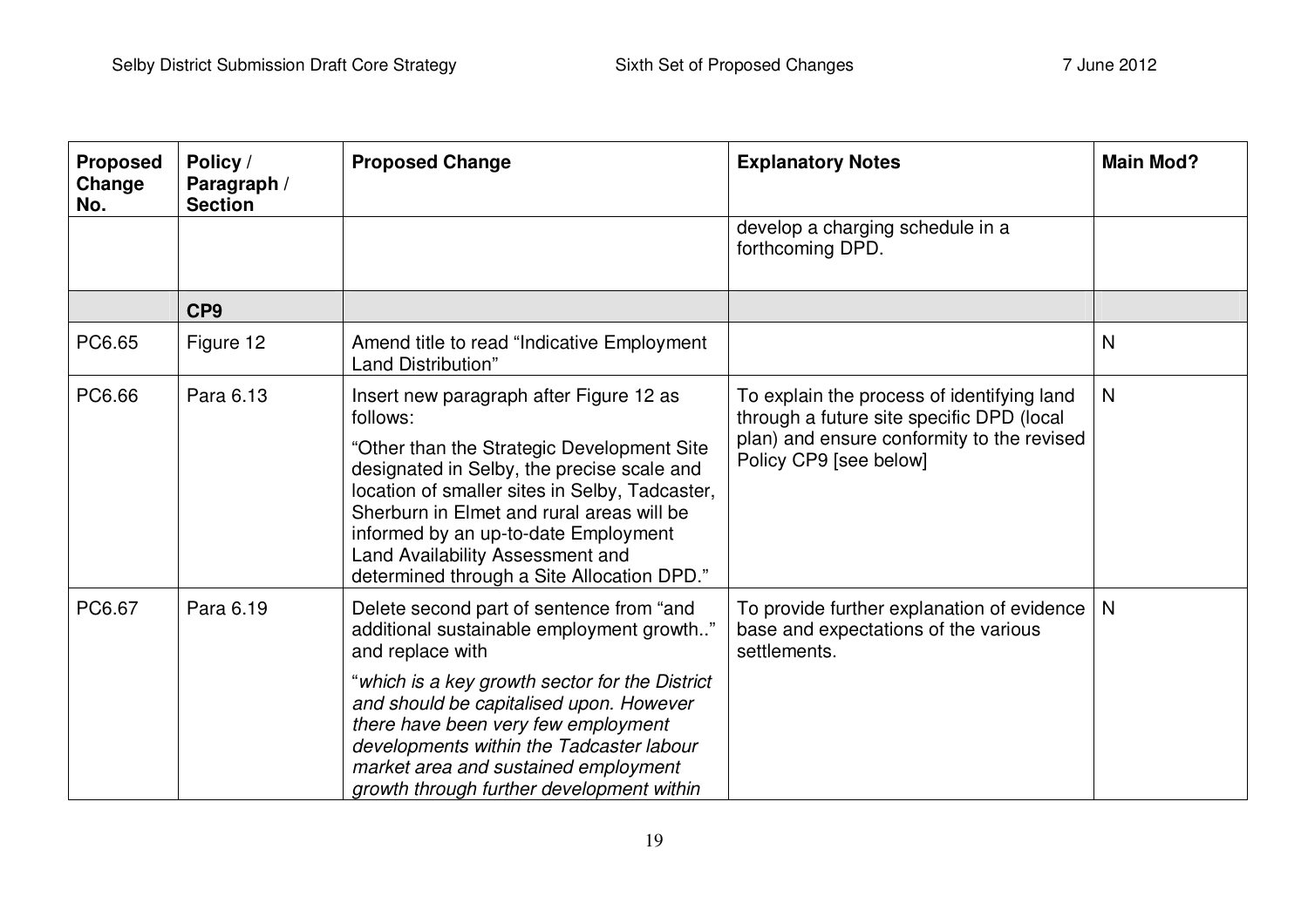| Proposed Change No. | Policy / Paragraph / Section | Proposed Change | Explanatory Notes | Main Mod? |
|---|---|---|---|---|
| | | | develop a charging schedule in a forthcoming DPD. | |
| | **CP9** | | | |
| PC6.65 | Figure 12 | Amend title to read "Indicative Employment Land Distribution" | | N |
| PC6.66 | Para 6.13 | Insert new paragraph after Figure 12 as follows:<br><br>"Other than the Strategic Development Site designated in Selby, the precise scale and location of smaller sites in Selby, Tadcaster, Sherburn in Elmet and rural areas will be informed by an up-to-date Employment Land Availability Assessment and determined through a Site Allocation DPD." | To explain the process of identifying land through a future site specific DPD (local plan) and ensure conformity to the revised Policy CP9 [see below] | N |
| PC6.67 | Para 6.19 | Delete second part of sentence from "and additional sustainable employment growth.." and replace with<br><br>"*which is a key growth sector for the District and should be capitalised upon. However there have been very few employment developments within the Tadcaster labour market area and sustained employment growth through further development within* | To provide further explanation of evidence base and expectations of the various settlements. | N |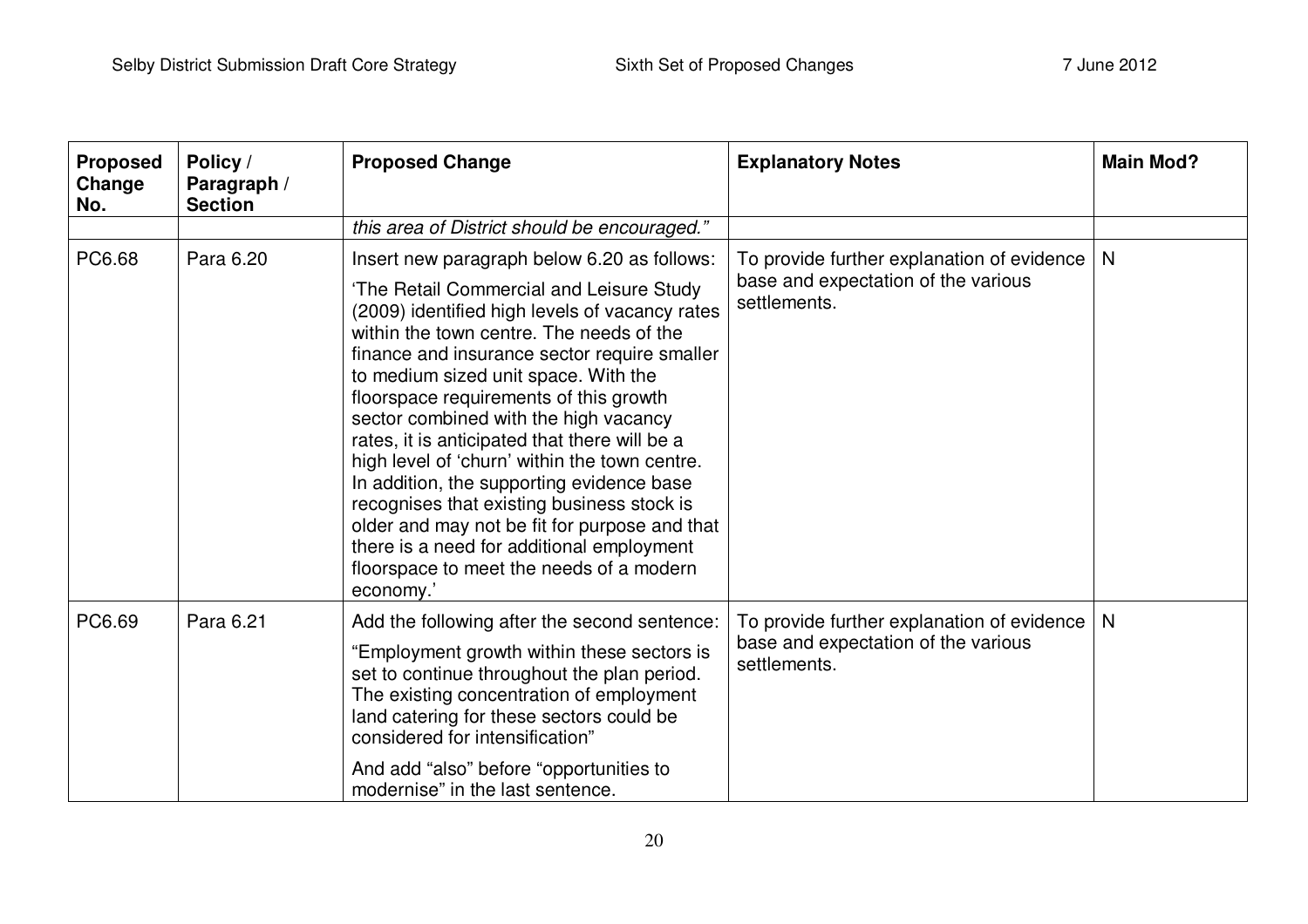| Proposed Change No. | Policy / Paragraph / Section | Proposed Change | Explanatory Notes | Main Mod? |
|---|---|---|---|---|
| | | *this area of District should be encouraged."* | | |
| PC6.68 | Para 6.20 | Insert new paragraph below 6.20 as follows:<br><br>'The Retail Commercial and Leisure Study (2009) identified high levels of vacancy rates within the town centre. The needs of the finance and insurance sector require smaller to medium sized unit space. With the floorspace requirements of this growth sector combined with the high vacancy rates, it is anticipated that there will be a high level of 'churn' within the town centre. In addition, the supporting evidence base recognises that existing business stock is older and may not be fit for purpose and that there is a need for additional employment floorspace to meet the needs of a modern economy.' | To provide further explanation of evidence base and expectation of the various settlements. | N |
| PC6.69 | Para 6.21 | Add the following after the second sentence:<br><br>"Employment growth within these sectors is set to continue throughout the plan period. The existing concentration of employment land catering for these sectors could be considered for intensification"<br><br>And add "also" before "opportunities to modernise" in the last sentence. | To provide further explanation of evidence base and expectation of the various settlements. | N |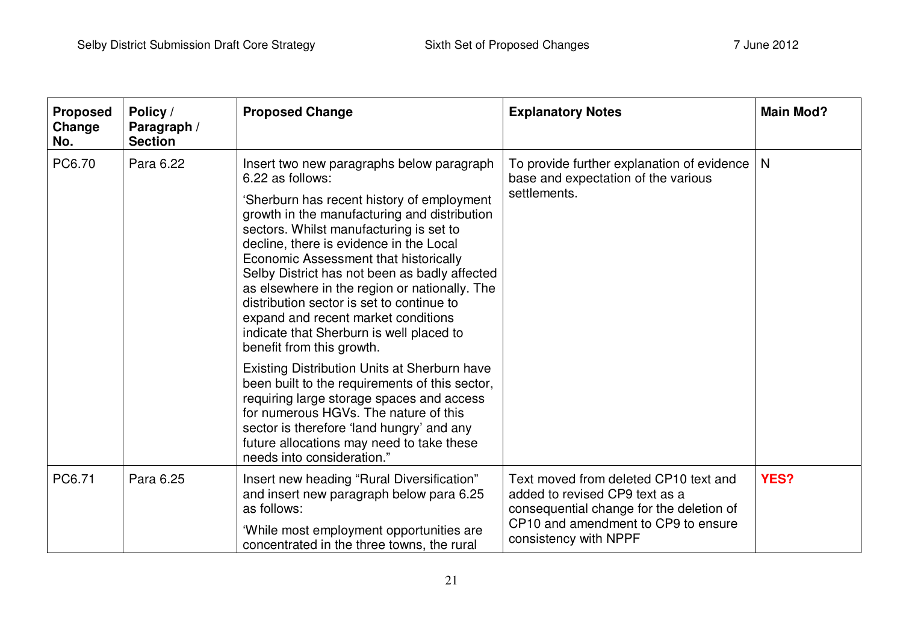| Proposed Change No. | Policy / Paragraph / Section | Proposed Change | Explanatory Notes | Main Mod? |
|---|---|---|---|---|
| PC6.70 | Para 6.22 | Insert two new paragraphs below paragraph 6.22 as follows:<br><br>'Sherburn has recent history of employment growth in the manufacturing and distribution sectors. Whilst manufacturing is set to decline, there is evidence in the Local Economic Assessment that historically Selby District has not been as badly affected as elsewhere in the region or nationally. The distribution sector is set to continue to expand and recent market conditions indicate that Sherburn is well placed to benefit from this growth.<br><br>Existing Distribution Units at Sherburn have been built to the requirements of this sector, requiring large storage spaces and access for numerous HGVs. The nature of this sector is therefore 'land hungry' and any future allocations may need to take these needs into consideration." | To provide further explanation of evidence base and expectation of the various settlements. | N |
| PC6.71 | Para 6.25 | Insert new heading "Rural Diversification" and insert new paragraph below para 6.25 as follows:<br><br>'While most employment opportunities are concentrated in the three towns, the rural | Text moved from deleted CP10 text and added to revised CP9 text as a consequential change for the deletion of CP10 and amendment to CP9 to ensure consistency with NPPF | **YES?** |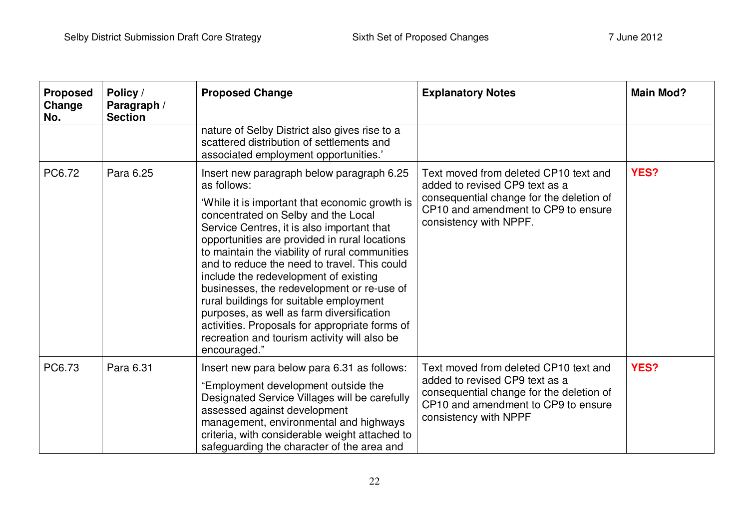| Proposed Change No. | Policy / Paragraph / Section | Proposed Change | Explanatory Notes | Main Mod? |
|---|---|---|---|---|
| | | nature of Selby District also gives rise to a scattered distribution of settlements and associated employment opportunities.' | | |
| PC6.72 | Para 6.25 | Insert new paragraph below paragraph 6.25 as follows:<br><br>'While it is important that economic growth is concentrated on Selby and the Local Service Centres, it is also important that opportunities are provided in rural locations to maintain the viability of rural communities and to reduce the need to travel. This could include the redevelopment of existing businesses, the redevelopment or re-use of rural buildings for suitable employment purposes, as well as farm diversification activities. Proposals for appropriate forms of recreation and tourism activity will also be encouraged." | Text moved from deleted CP10 text and added to revised CP9 text as a consequential change for the deletion of CP10 and amendment to CP9 to ensure consistency with NPPF. | **YES?** |
| PC6.73 | Para 6.31 | Insert new para below para 6.31 as follows:<br><br>"Employment development outside the Designated Service Villages will be carefully assessed against development management, environmental and highways criteria, with considerable weight attached to safeguarding the character of the area and | Text moved from deleted CP10 text and added to revised CP9 text as a consequential change for the deletion of CP10 and amendment to CP9 to ensure consistency with NPPF | **YES?** |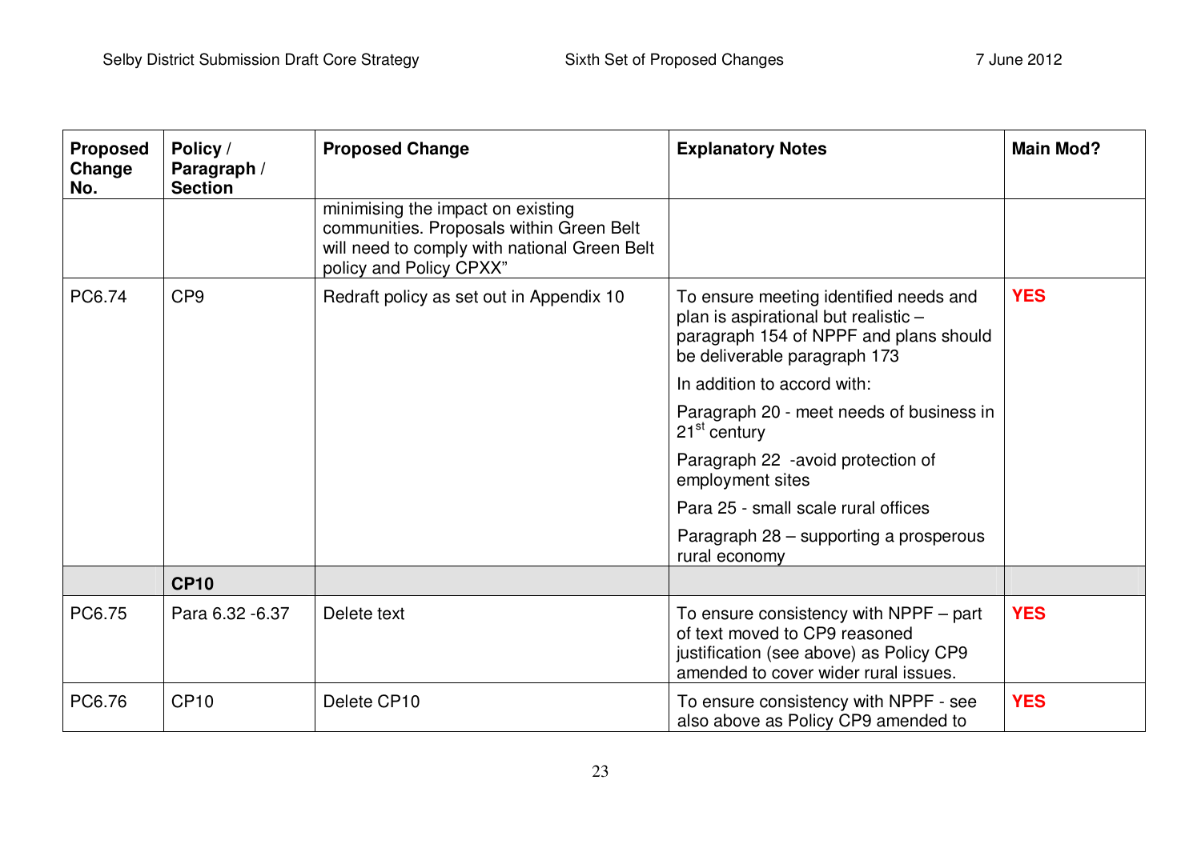| Proposed Change No. | Policy / Paragraph / Section | Proposed Change | Explanatory Notes | Main Mod? |
|---|---|---|---|---|
| | | minimising the impact on existing communities. Proposals within Green Belt will need to comply with national Green Belt policy and Policy CPXX" | | |
| PC6.74 | CP9 | Redraft policy as set out in Appendix 10 | To ensure meeting identified needs and plan is aspirational but realistic – paragraph 154 of NPPF and plans should be deliverable paragraph 173<br><br>In addition to accord with:<br><br>Paragraph 20 - meet needs of business in 21st century<br><br>Paragraph 22 -avoid protection of employment sites<br><br>Para 25 - small scale rural offices<br><br>Paragraph 28 – supporting a prosperous rural economy | **YES** |
| | **CP10** | | | |
| PC6.75 | Para 6.32 -6.37 | Delete text | To ensure consistency with NPPF – part of text moved to CP9 reasoned justification (see above) as Policy CP9 amended to cover wider rural issues. | **YES** |
| PC6.76 | CP10 | Delete CP10 | To ensure consistency with NPPF - see also above as Policy CP9 amended to | **YES** |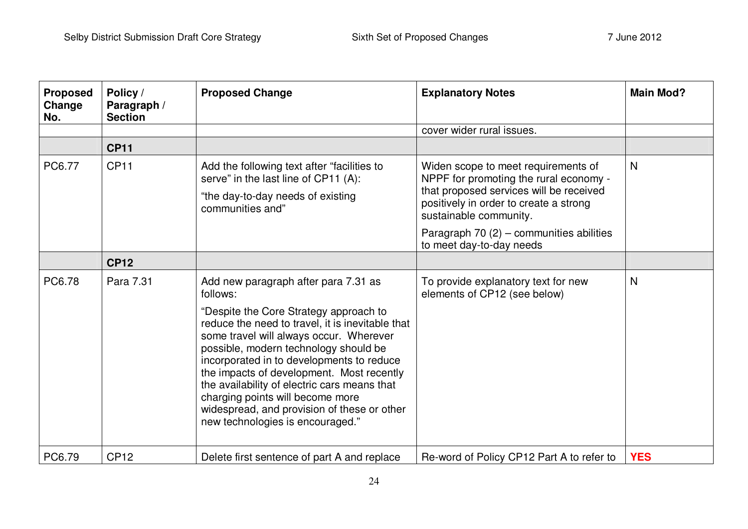| Proposed Change No. | Policy / Paragraph / Section | Proposed Change | Explanatory Notes | Main Mod? |
|---|---|---|---|---|
| | | | cover wider rural issues. | |
| | **CP11** | | | |
| PC6.77 | CP11 | Add the following text after "facilities to serve" in the last line of CP11 (A):<br>"the day-to-day needs of existing communities and" | Widen scope to meet requirements of NPPF for promoting the rural economy - that proposed services will be received positively in order to create a strong sustainable community.<br>Paragraph 70 (2) – communities abilities to meet day-to-day needs | N |
| | **CP12** | | | |
| PC6.78 | Para 7.31 | Add new paragraph after para 7.31 as follows:<br>"Despite the Core Strategy approach to reduce the need to travel, it is inevitable that some travel will always occur. Wherever possible, modern technology should be incorporated in to developments to reduce the impacts of development. Most recently the availability of electric cars means that charging points will become more widespread, and provision of these or other new technologies is encouraged." | To provide explanatory text for new elements of CP12 (see below) | N |
| PC6.79 | CP12 | Delete first sentence of part A and replace | Re-word of Policy CP12 Part A to refer to | **YES** |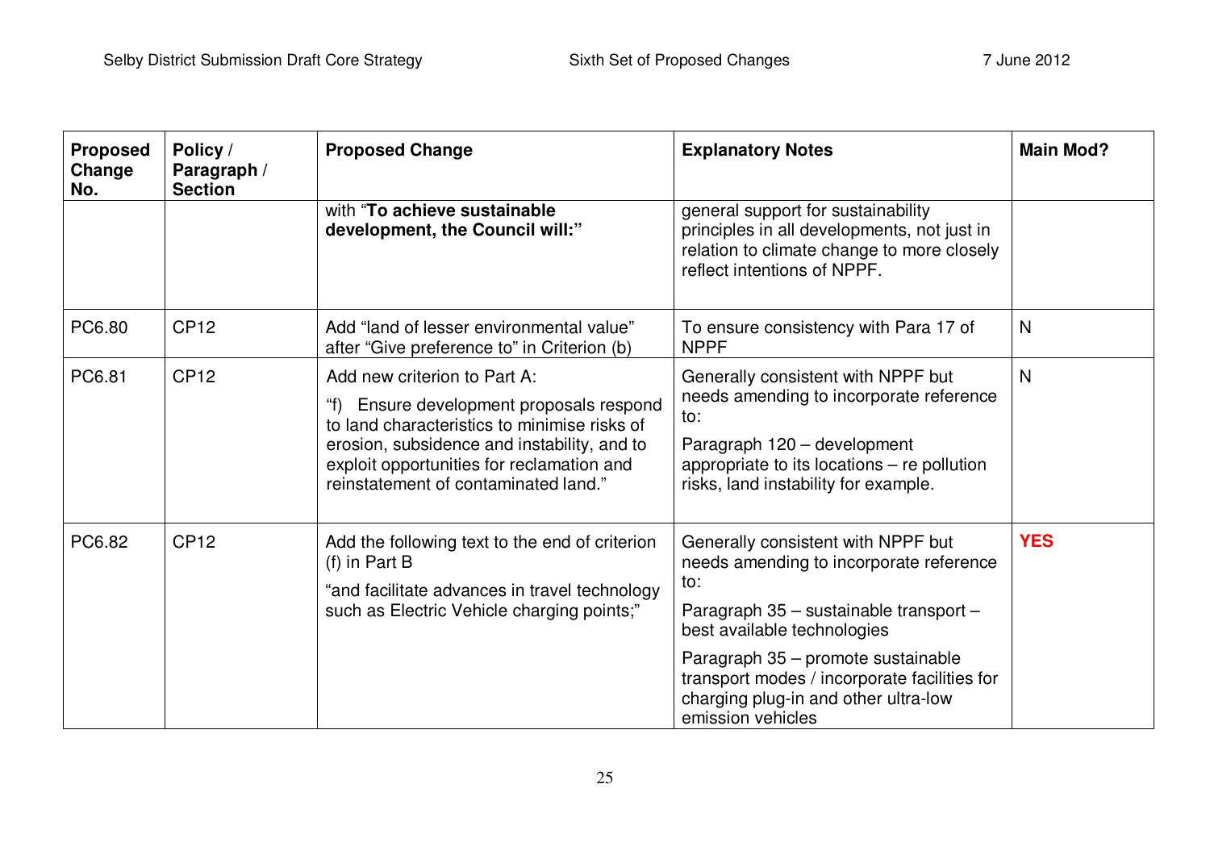| Proposed Change No. | Policy / Paragraph / Section | Proposed Change | Explanatory Notes | Main Mod? |
|---|---|---|---|---|
| | | with "**To achieve sustainable development, the Council will:**" | general support for sustainability principles in all developments, not just in relation to climate change to more closely reflect intentions of NPPF. | |
| PC6.80 | CP12 | Add "land of lesser environmental value" after "Give preference to" in Criterion (b) | To ensure consistency with Para 17 of NPPF | N |
| PC6.81 | CP12 | Add new criterion to Part A:<br>"f) Ensure development proposals respond to land characteristics to minimise risks of erosion, subsidence and instability, and to exploit opportunities for reclamation and reinstatement of contaminated land." | Generally consistent with NPPF but needs amending to incorporate reference to:<br>Paragraph 120 – development appropriate to its locations – re pollution risks, land instability for example. | N |
| PC6.82 | CP12 | Add the following text to the end of criterion (f) in Part B<br>"and facilitate advances in travel technology such as Electric Vehicle charging points;" | Generally consistent with NPPF but needs amending to incorporate reference to:<br>Paragraph 35 – sustainable transport – best available technologies<br>Paragraph 35 – promote sustainable transport modes / incorporate facilities for charging plug-in and other ultra-low emission vehicles | **YES** |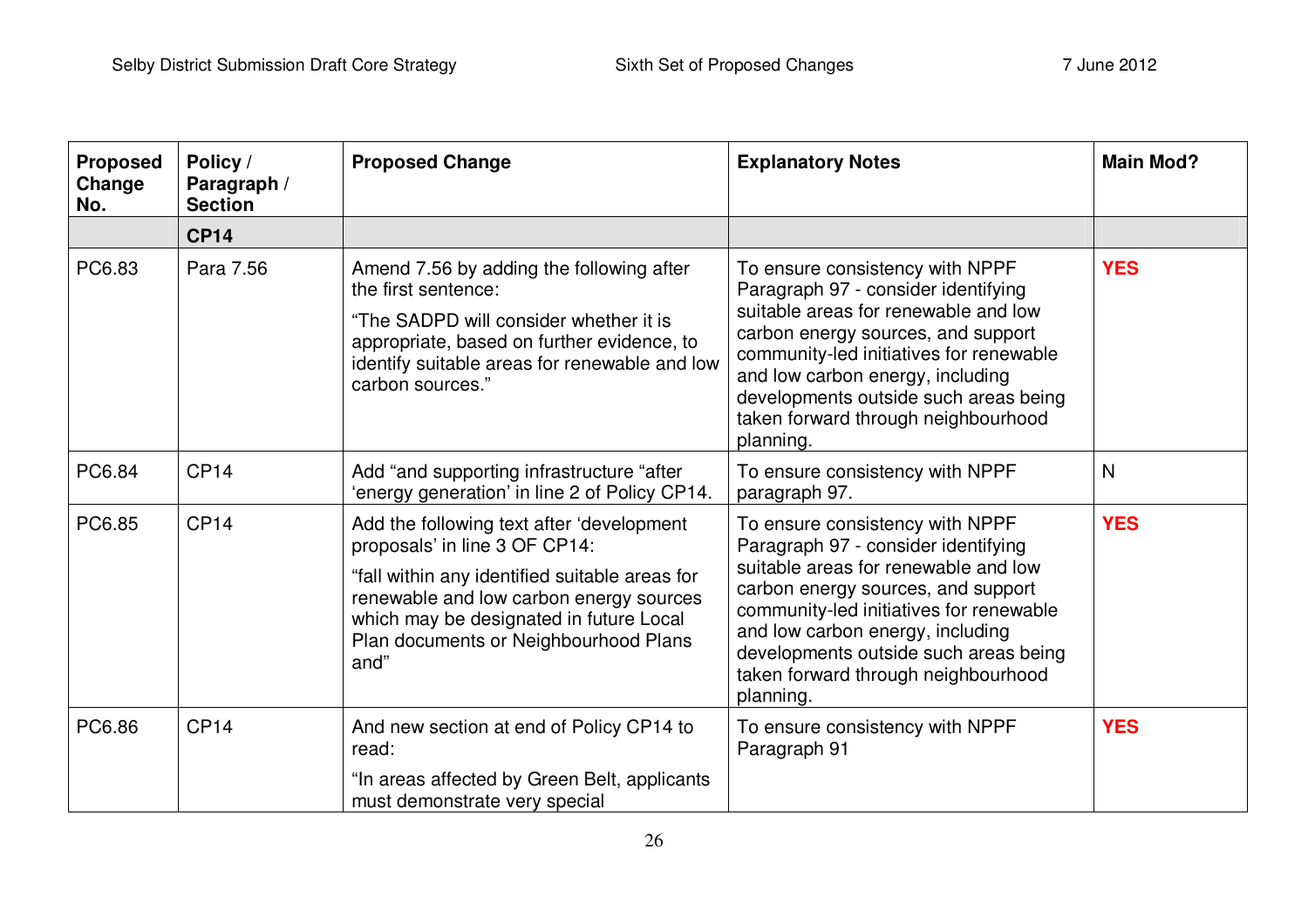| Proposed Change No. | Policy / Paragraph / Section | Proposed Change | Explanatory Notes | Main Mod? |
|---|---|---|---|---|
| | **CP14** | | | |
| PC6.83 | Para 7.56 | Amend 7.56 by adding the following after the first sentence:<br><br>"The SADPD will consider whether it is appropriate, based on further evidence, to identify suitable areas for renewable and low carbon sources." | To ensure consistency with NPPF Paragraph 97 - consider identifying suitable areas for renewable and low carbon energy sources, and support community-led initiatives for renewable and low carbon energy, including developments outside such areas being taken forward through neighbourhood planning. | **YES** |
| PC6.84 | CP14 | Add "and supporting infrastructure "after 'energy generation' in line 2 of Policy CP14. | To ensure consistency with NPPF paragraph 97. | N |
| PC6.85 | CP14 | Add the following text after 'development proposals' in line 3 OF CP14:<br><br>"fall within any identified suitable areas for renewable and low carbon energy sources which may be designated in future Local Plan documents or Neighbourhood Plans and" | To ensure consistency with NPPF Paragraph 97 - consider identifying suitable areas for renewable and low carbon energy sources, and support community-led initiatives for renewable and low carbon energy, including developments outside such areas being taken forward through neighbourhood planning. | **YES** |
| PC6.86 | CP14 | And new section at end of Policy CP14 to read:<br><br>"In areas affected by Green Belt, applicants must demonstrate very special | To ensure consistency with NPPF Paragraph 91 | **YES** |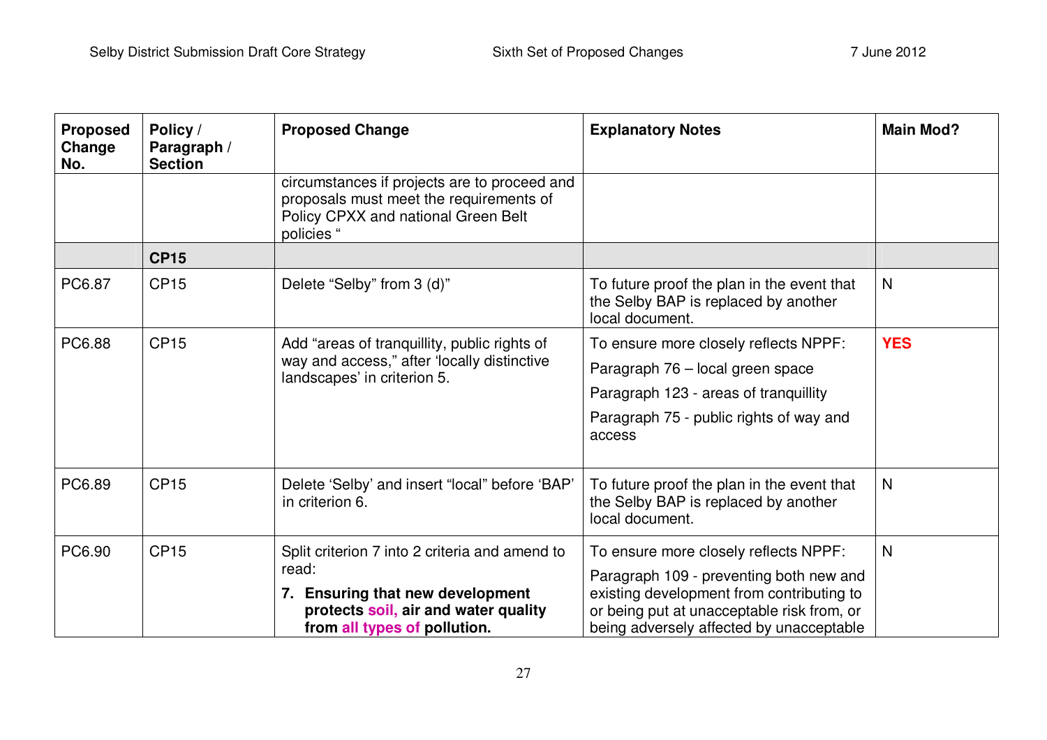| Proposed Change No. | Policy / Paragraph / Section | Proposed Change | Explanatory Notes | Main Mod? |
|---|---|---|---|---|
| | | circumstances if projects are to proceed and proposals must meet the requirements of Policy CPXX and national Green Belt policies " | | |
| | **CP15** | | | |
| PC6.87 | CP15 | Delete "Selby" from 3 (d)" | To future proof the plan in the event that the Selby BAP is replaced by another local document. | N |
| PC6.88 | CP15 | Add "areas of tranquillity, public rights of way and access," after 'locally distinctive landscapes' in criterion 5. | To ensure more closely reflects NPPF:<br>Paragraph 76 – local green space<br>Paragraph 123 - areas of tranquillity<br>Paragraph 75 - public rights of way and access | **YES** |
| PC6.89 | CP15 | Delete 'Selby' and insert "local" before 'BAP' in criterion 6. | To future proof the plan in the event that the Selby BAP is replaced by another local document. | N |
| PC6.90 | CP15 | Split criterion 7 into 2 criteria and amend to read:<br>**7. Ensuring that new development protects soil, air and water quality from all types of pollution.** | To ensure more closely reflects NPPF:<br>Paragraph 109 - preventing both new and existing development from contributing to or being put at unacceptable risk from, or being adversely affected by unacceptable | N |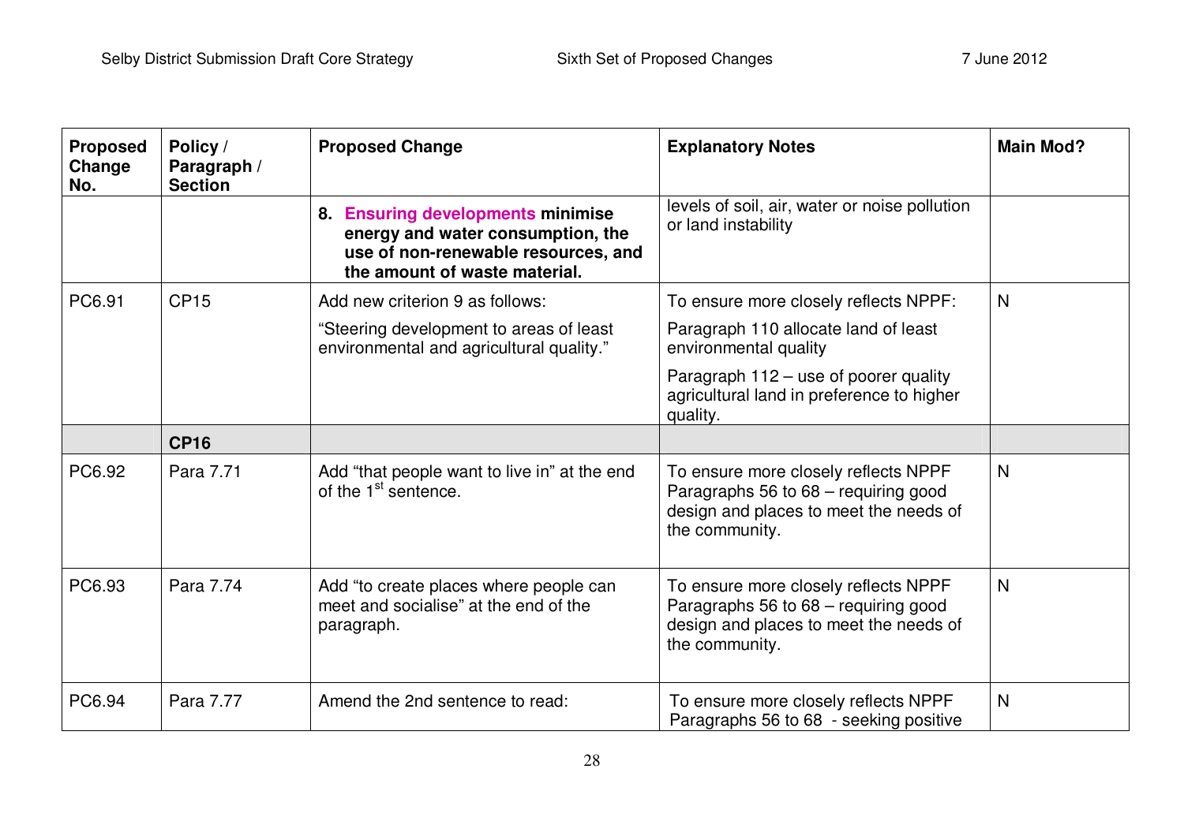| Proposed Change No. | Policy / Paragraph / Section | Proposed Change | Explanatory Notes | Main Mod? |
|---|---|---|---|---|
| | | **8. Ensuring developments minimise energy and water consumption, the use of non-renewable resources, and the amount of waste material.** | levels of soil, air, water or noise pollution or land instability | |
| PC6.91 | CP15 | Add new criterion 9 as follows:<br>"Steering development to areas of least environmental and agricultural quality." | To ensure more closely reflects NPPF:<br>Paragraph 110 allocate land of least environmental quality<br>Paragraph 112 – use of poorer quality agricultural land in preference to higher quality. | N |
| | **CP16** | | | |
| PC6.92 | Para 7.71 | Add "that people want to live in" at the end of the 1st sentence. | To ensure more closely reflects NPPF Paragraphs 56 to 68 – requiring good design and places to meet the needs of the community. | N |
| PC6.93 | Para 7.74 | Add "to create places where people can meet and socialise" at the end of the paragraph. | To ensure more closely reflects NPPF Paragraphs 56 to 68 – requiring good design and places to meet the needs of the community. | N |
| PC6.94 | Para 7.77 | Amend the 2nd sentence to read: | To ensure more closely reflects NPPF Paragraphs 56 to 68 - seeking positive | N |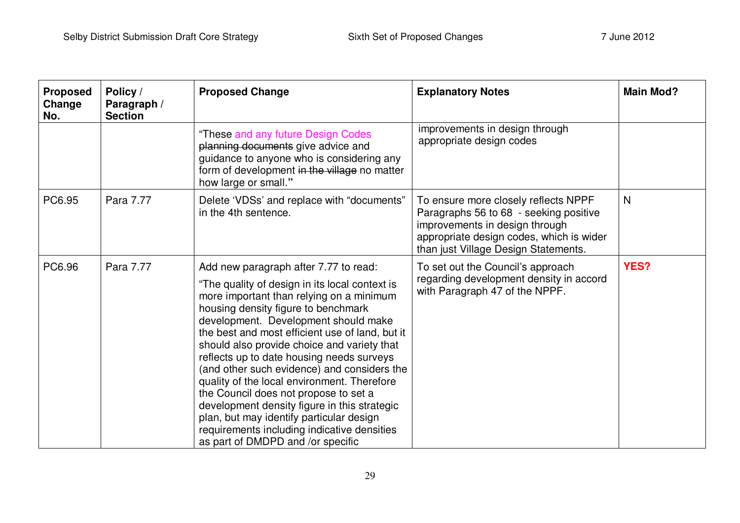| Proposed Change No. | Policy / Paragraph / Section | Proposed Change | Explanatory Notes | Main Mod? |
|---|---|---|---|---|
| | | "These and any future Design Codes ~~planning documents~~ give advice and guidance to anyone who is considering any form of development ~~in the village~~ no matter how large or small." | improvements in design through appropriate design codes | |
| PC6.95 | Para 7.77 | Delete 'VDSs' and replace with "documents" in the 4th sentence. | To ensure more closely reflects NPPF Paragraphs 56 to 68 - seeking positive improvements in design through appropriate design codes, which is wider than just Village Design Statements. | N |
| PC6.96 | Para 7.77 | Add new paragraph after 7.77 to read: "The quality of design in its local context is more important than relying on a minimum housing density figure to benchmark development. Development should make the best and most efficient use of land, but it should also provide choice and variety that reflects up to date housing needs surveys (and other such evidence) and considers the quality of the local environment. Therefore the Council does not propose to set a development density figure in this strategic plan, but may identify particular design requirements including indicative densities as part of DMDPD and /or specific | To set out the Council's approach regarding development density in accord with Paragraph 47 of the NPPF. | **YES?** |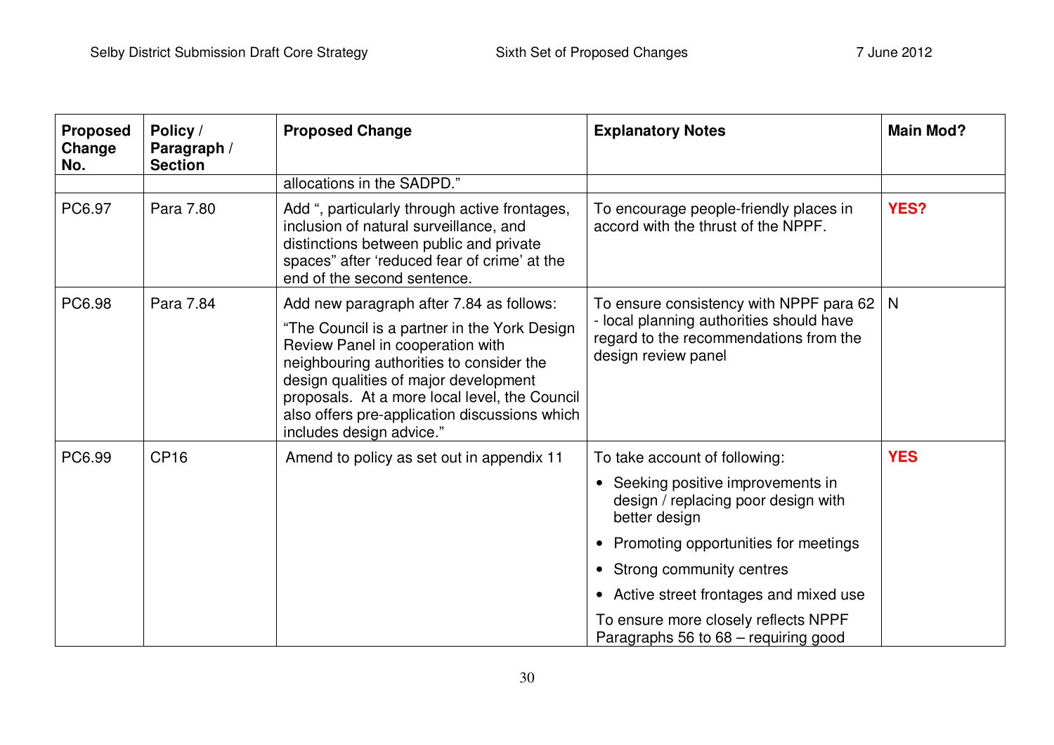| Proposed Change No. | Policy / Paragraph / Section | Proposed Change | Explanatory Notes | Main Mod? |
|---|---|---|---|---|
| | | allocations in the SADPD." | | |
| PC6.97 | Para 7.80 | Add ", particularly through active frontages, inclusion of natural surveillance, and distinctions between public and private spaces" after 'reduced fear of crime' at the end of the second sentence. | To encourage people-friendly places in accord with the thrust of the NPPF. | **YES?** |
| PC6.98 | Para 7.84 | Add new paragraph after 7.84 as follows: "The Council is a partner in the York Design Review Panel in cooperation with neighbouring authorities to consider the design qualities of major development proposals. At a more local level, the Council also offers pre-application discussions which includes design advice." | To ensure consistency with NPPF para 62 - local planning authorities should have regard to the recommendations from the design review panel | N |
| PC6.99 | CP16 | Amend to policy as set out in appendix 11 | To take account of following: <br>• Seeking positive improvements in design / replacing poor design with better design <br>• Promoting opportunities for meetings <br>• Strong community centres <br>• Active street frontages and mixed use <br>To ensure more closely reflects NPPF Paragraphs 56 to 68 – requiring good | **YES** |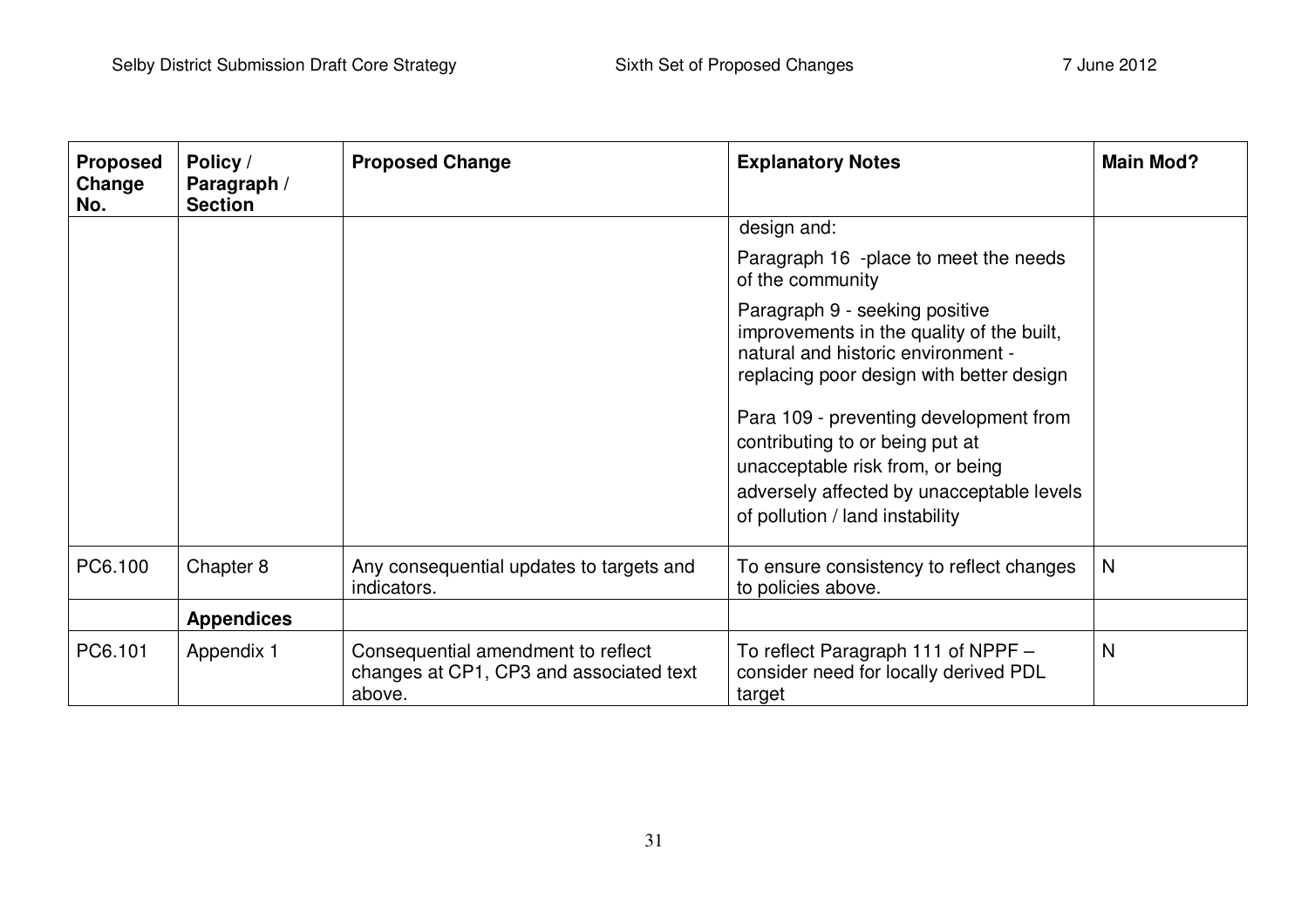| Proposed Change No. | Policy / Paragraph / Section | Proposed Change | Explanatory Notes | Main Mod? |
|---|---|---|---|---|
| | | | design and:<br><br>Paragraph 16 -place to meet the needs of the community<br><br>Paragraph 9 - seeking positive improvements in the quality of the built, natural and historic environment - replacing poor design with better design<br><br>Para 109 - preventing development from contributing to or being put at unacceptable risk from, or being adversely affected by unacceptable levels of pollution / land instability | |
| PC6.100 | Chapter 8 | Any consequential updates to targets and indicators. | To ensure consistency to reflect changes to policies above. | N |
| | **Appendices** | | | |
| PC6.101 | Appendix 1 | Consequential amendment to reflect changes at CP1, CP3 and associated text above. | To reflect Paragraph 111 of NPPF – consider need for locally derived PDL target | N |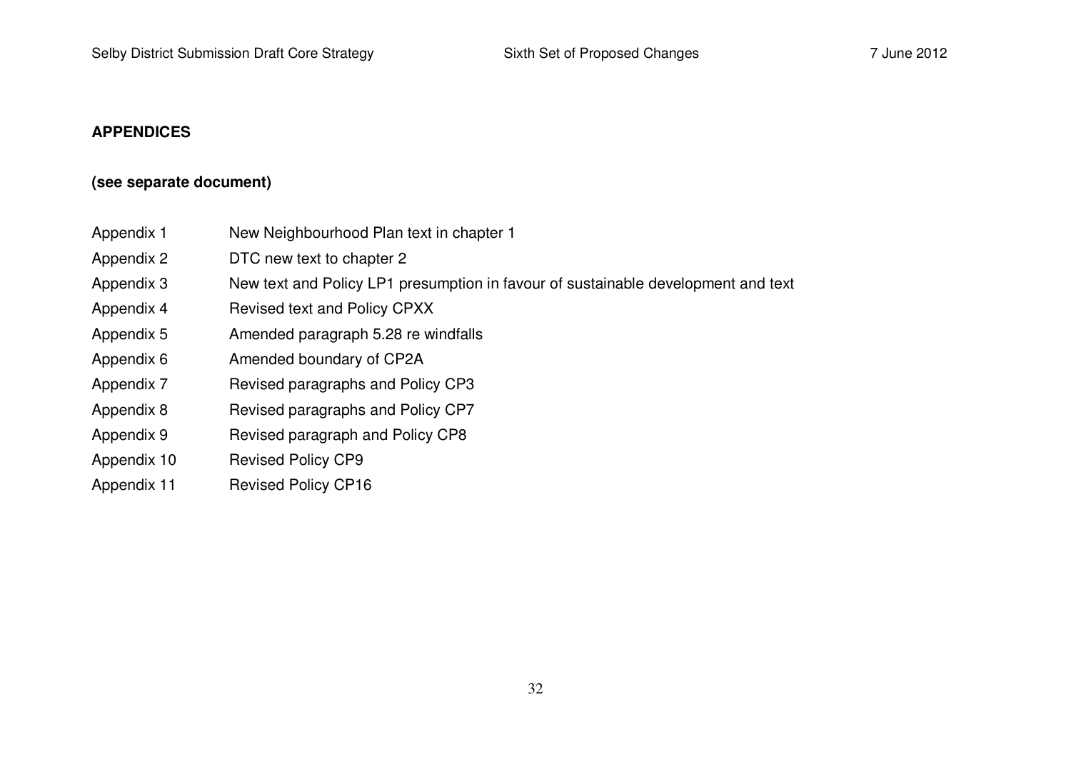**APPENDICES**

**(see separate document)**

| | |
|---|---|
| Appendix 1 | New Neighbourhood Plan text in chapter 1 |
| Appendix 2 | DTC new text to chapter 2 |
| Appendix 3 | New text and Policy LP1 presumption in favour of sustainable development and text |
| Appendix 4 | Revised text and Policy CPXX |
| Appendix 5 | Amended paragraph 5.28 re windfalls |
| Appendix 6 | Amended boundary of CP2A |
| Appendix 7 | Revised paragraphs and Policy CP3 |
| Appendix 8 | Revised paragraphs and Policy CP7 |
| Appendix 9 | Revised paragraph and Policy CP8 |
| Appendix 10 | Revised Policy CP9 |
| Appendix 11 | Revised Policy CP16 |